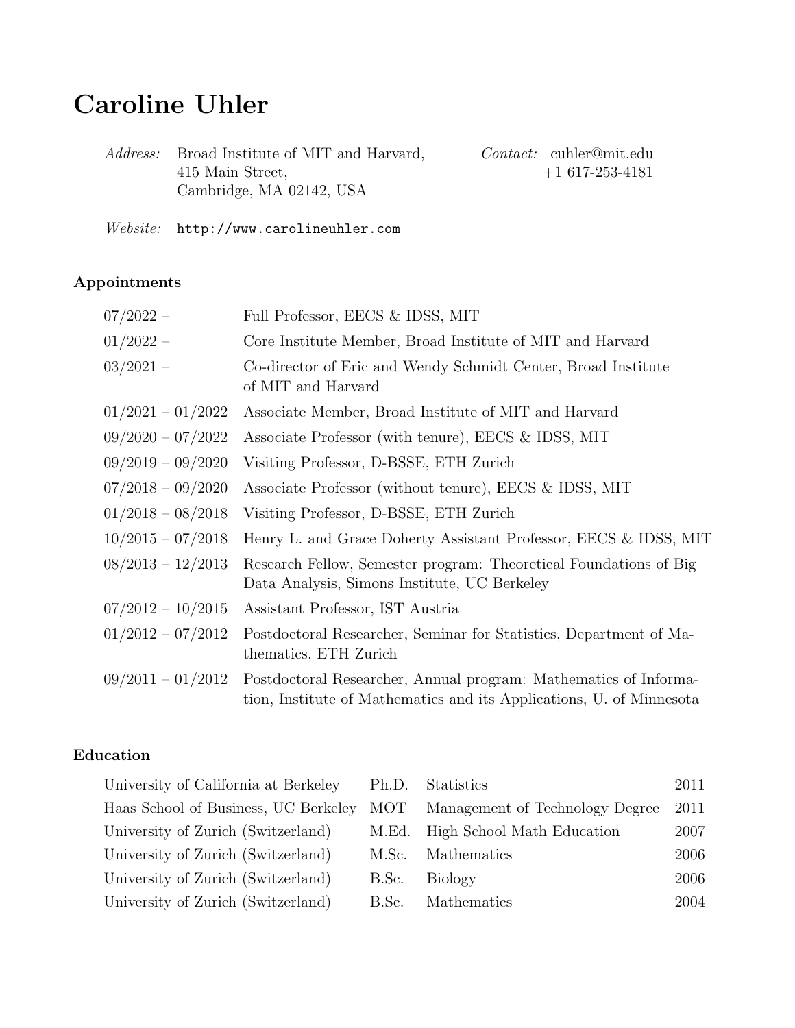# Caroline Uhler

*Address:* Broad Institute of MIT and Harvard,
415 Main Street,
Cambridge, MA 02142, USA

*Contact:* cuhler@mit.edu
+1 617-253-4181

*Website:* `http://www.carolineuhler.com`

## Appointments

| | |
|---|---|
| 07/2022 – | Full Professor, EECS & IDSS, MIT |
| 01/2022 – | Core Institute Member, Broad Institute of MIT and Harvard |
| 03/2021 – | Co-director of Eric and Wendy Schmidt Center, Broad Institute of MIT and Harvard |
| 01/2021 – 01/2022 | Associate Member, Broad Institute of MIT and Harvard |
| 09/2020 – 07/2022 | Associate Professor (with tenure), EECS & IDSS, MIT |
| 09/2019 – 09/2020 | Visiting Professor, D-BSSE, ETH Zurich |
| 07/2018 – 09/2020 | Associate Professor (without tenure), EECS & IDSS, MIT |
| 01/2018 – 08/2018 | Visiting Professor, D-BSSE, ETH Zurich |
| 10/2015 – 07/2018 | Henry L. and Grace Doherty Assistant Professor, EECS & IDSS, MIT |
| 08/2013 – 12/2013 | Research Fellow, Semester program: Theoretical Foundations of Big Data Analysis, Simons Institute, UC Berkeley |
| 07/2012 – 10/2015 | Assistant Professor, IST Austria |
| 01/2012 – 07/2012 | Postdoctoral Researcher, Seminar for Statistics, Department of Mathematics, ETH Zurich |
| 09/2011 – 01/2012 | Postdoctoral Researcher, Annual program: Mathematics of Information, Institute of Mathematics and its Applications, U. of Minnesota |

## Education

| | | | |
|---|---|---|---|
| University of California at Berkeley | Ph.D. | Statistics | 2011 |
| Haas School of Business, UC Berkeley | MOT | Management of Technology Degree | 2011 |
| University of Zurich (Switzerland) | M.Ed. | High School Math Education | 2007 |
| University of Zurich (Switzerland) | M.Sc. | Mathematics | 2006 |
| University of Zurich (Switzerland) | B.Sc. | Biology | 2006 |
| University of Zurich (Switzerland) | B.Sc. | Mathematics | 2004 |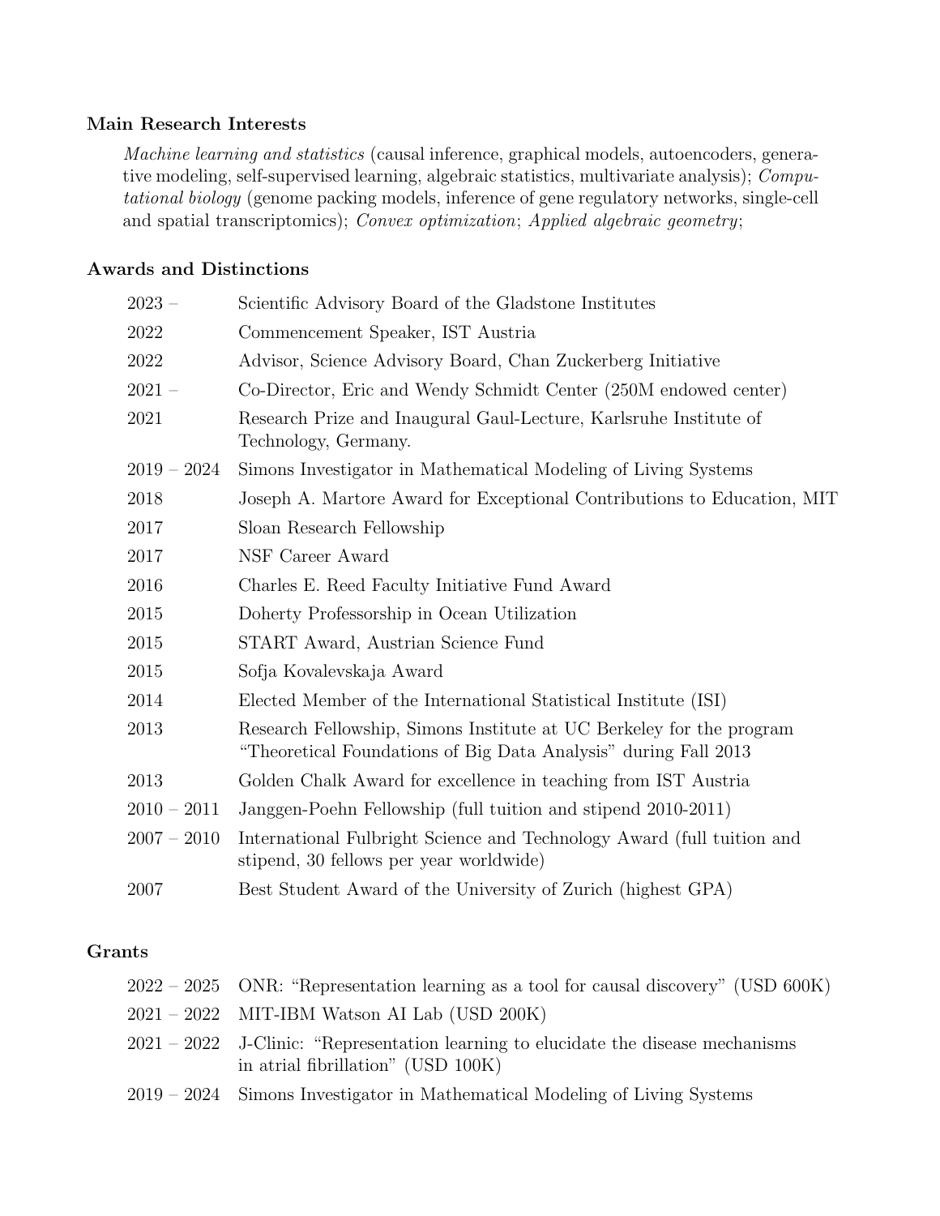## Main Research Interests

*Machine learning and statistics* (causal inference, graphical models, autoencoders, generative modeling, self-supervised learning, algebraic statistics, multivariate analysis); *Computational biology* (genome packing models, inference of gene regulatory networks, single-cell and spatial transcriptomics); *Convex optimization*; *Applied algebraic geometry*;

## Awards and Distinctions

| | |
|---|---|
| 2023 – | Scientific Advisory Board of the Gladstone Institutes |
| 2022 | Commencement Speaker, IST Austria |
| 2022 | Advisor, Science Advisory Board, Chan Zuckerberg Initiative |
| 2021 – | Co-Director, Eric and Wendy Schmidt Center (250M endowed center) |
| 2021 | Research Prize and Inaugural Gaul-Lecture, Karlsruhe Institute of Technology, Germany. |
| 2019 – 2024 | Simons Investigator in Mathematical Modeling of Living Systems |
| 2018 | Joseph A. Martore Award for Exceptional Contributions to Education, MIT |
| 2017 | Sloan Research Fellowship |
| 2017 | NSF Career Award |
| 2016 | Charles E. Reed Faculty Initiative Fund Award |
| 2015 | Doherty Professorship in Ocean Utilization |
| 2015 | START Award, Austrian Science Fund |
| 2015 | Sofja Kovalevskaja Award |
| 2014 | Elected Member of the International Statistical Institute (ISI) |
| 2013 | Research Fellowship, Simons Institute at UC Berkeley for the program "Theoretical Foundations of Big Data Analysis" during Fall 2013 |
| 2013 | Golden Chalk Award for excellence in teaching from IST Austria |
| 2010 – 2011 | Janggen-Poehn Fellowship (full tuition and stipend 2010-2011) |
| 2007 – 2010 | International Fulbright Science and Technology Award (full tuition and stipend, 30 fellows per year worldwide) |
| 2007 | Best Student Award of the University of Zurich (highest GPA) |

## Grants

| | |
|---|---|
| 2022 – 2025 | ONR: "Representation learning as a tool for causal discovery" (USD 600K) |
| 2021 – 2022 | MIT-IBM Watson AI Lab (USD 200K) |
| 2021 – 2022 | J-Clinic: "Representation learning to elucidate the disease mechanisms in atrial fibrillation" (USD 100K) |
| 2019 – 2024 | Simons Investigator in Mathematical Modeling of Living Systems |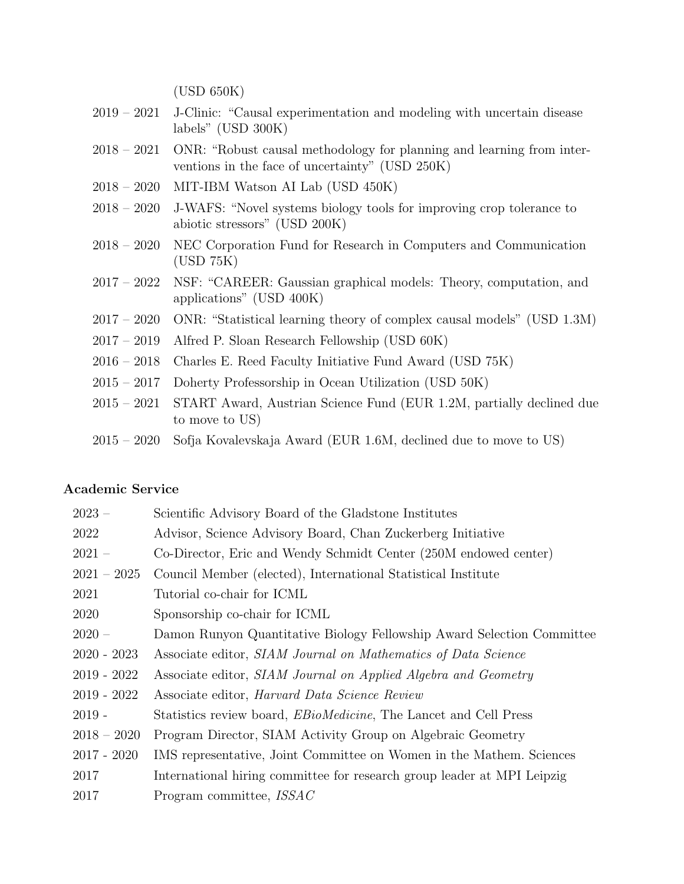(USD 650K)

| | |
|---|---|
| 2019 – 2021 | J-Clinic: “Causal experimentation and modeling with uncertain disease labels” (USD 300K) |
| 2018 – 2021 | ONR: “Robust causal methodology for planning and learning from interventions in the face of uncertainty” (USD 250K) |
| 2018 – 2020 | MIT-IBM Watson AI Lab (USD 450K) |
| 2018 – 2020 | J-WAFS: “Novel systems biology tools for improving crop tolerance to abiotic stressors” (USD 200K) |
| 2018 – 2020 | NEC Corporation Fund for Research in Computers and Communication (USD 75K) |
| 2017 – 2022 | NSF: “CAREER: Gaussian graphical models: Theory, computation, and applications” (USD 400K) |
| 2017 – 2020 | ONR: “Statistical learning theory of complex causal models” (USD 1.3M) |
| 2017 – 2019 | Alfred P. Sloan Research Fellowship (USD 60K) |
| 2016 – 2018 | Charles E. Reed Faculty Initiative Fund Award (USD 75K) |
| 2015 – 2017 | Doherty Professorship in Ocean Utilization (USD 50K) |
| 2015 – 2021 | START Award, Austrian Science Fund (EUR 1.2M, partially declined due to move to US) |
| 2015 – 2020 | Sofja Kovalevskaja Award (EUR 1.6M, declined due to move to US) |

### Academic Service

| | |
|---|---|
| 2023 – | Scientific Advisory Board of the Gladstone Institutes |
| 2022 | Advisor, Science Advisory Board, Chan Zuckerberg Initiative |
| 2021 – | Co-Director, Eric and Wendy Schmidt Center (250M endowed center) |
| 2021 – 2025 | Council Member (elected), International Statistical Institute |
| 2021 | Tutorial co-chair for ICML |
| 2020 | Sponsorship co-chair for ICML |
| 2020 – | Damon Runyon Quantitative Biology Fellowship Award Selection Committee |
| 2020 - 2023 | Associate editor, *SIAM Journal on Mathematics of Data Science* |
| 2019 - 2022 | Associate editor, *SIAM Journal on Applied Algebra and Geometry* |
| 2019 - 2022 | Associate editor, *Harvard Data Science Review* |
| 2019 - | Statistics review board, *EBioMedicine*, The Lancet and Cell Press |
| 2018 – 2020 | Program Director, SIAM Activity Group on Algebraic Geometry |
| 2017 - 2020 | IMS representative, Joint Committee on Women in the Mathem. Sciences |
| 2017 | International hiring committee for research group leader at MPI Leipzig |
| 2017 | Program committee, *ISSAC* |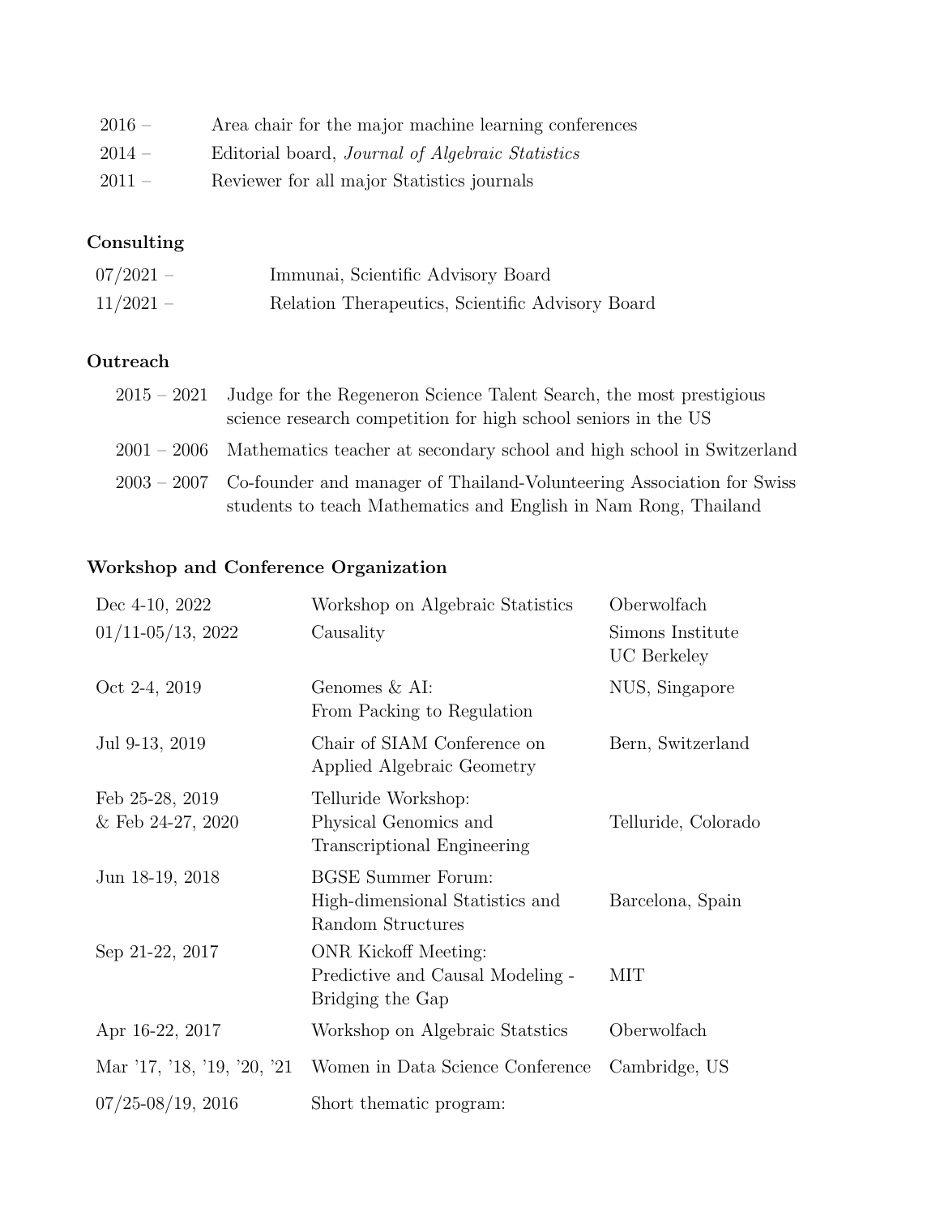| | |
|---|---|
| 2016 – | Area chair for the major machine learning conferences |
| 2014 – | Editorial board, *Journal of Algebraic Statistics* |
| 2011 – | Reviewer for all major Statistics journals |

### Consulting

| | |
|---|---|
| 07/2021 – | Immunai, Scientific Advisory Board |
| 11/2021 – | Relation Therapeutics, Scientific Advisory Board |

### Outreach

| | |
|---|---|
| 2015 – 2021 | Judge for the Regeneron Science Talent Search, the most prestigious science research competition for high school seniors in the US |
| 2001 – 2006 | Mathematics teacher at secondary school and high school in Switzerland |
| 2003 – 2007 | Co-founder and manager of Thailand-Volunteering Association for Swiss students to teach Mathematics and English in Nam Rong, Thailand |

### Workshop and Conference Organization

| | | |
|---|---|---|
| Dec 4-10, 2022 | Workshop on Algebraic Statistics | Oberwolfach |
| 01/11-05/13, 2022 | Causality | Simons Institute UC Berkeley |
| Oct 2-4, 2019 | Genomes & AI: From Packing to Regulation | NUS, Singapore |
| Jul 9-13, 2019 | Chair of SIAM Conference on Applied Algebraic Geometry | Bern, Switzerland |
| Feb 25-28, 2019 & Feb 24-27, 2020 | Telluride Workshop: Physical Genomics and Transcriptional Engineering | Telluride, Colorado |
| Jun 18-19, 2018 | BGSE Summer Forum: High-dimensional Statistics and Random Structures | Barcelona, Spain |
| Sep 21-22, 2017 | ONR Kickoff Meeting: Predictive and Causal Modeling - Bridging the Gap | MIT |
| Apr 16-22, 2017 | Workshop on Algebraic Statstics | Oberwolfach |
| Mar '17, '18, '19, '20, '21 | Women in Data Science Conference | Cambridge, US |
| 07/25-08/19, 2016 | Short thematic program: | |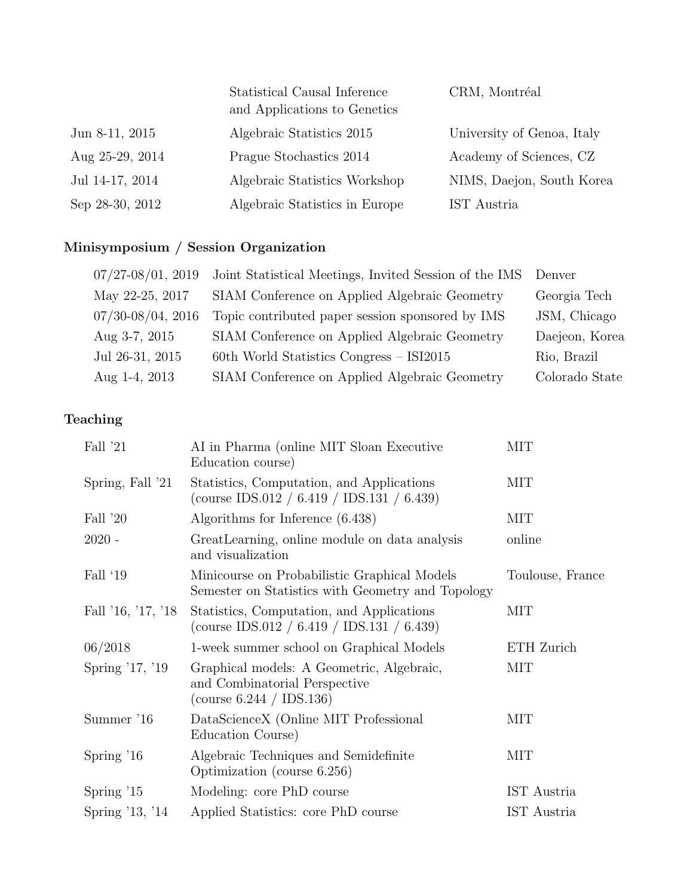| | | |
|---|---|---|
| | Statistical Causal Inference and Applications to Genetics | CRM, Montréal |
| Jun 8-11, 2015 | Algebraic Statistics 2015 | University of Genoa, Italy |
| Aug 25-29, 2014 | Prague Stochastics 2014 | Academy of Sciences, CZ |
| Jul 14-17, 2014 | Algebraic Statistics Workshop | NIMS, Daejon, South Korea |
| Sep 28-30, 2012 | Algebraic Statistics in Europe | IST Austria |

### Minisymposium / Session Organization

| | | |
|---|---|---|
| 07/27-08/01, 2019 | Joint Statistical Meetings, Invited Session of the IMS | Denver |
| May 22-25, 2017 | SIAM Conference on Applied Algebraic Geometry | Georgia Tech |
| 07/30-08/04, 2016 | Topic contributed paper session sponsored by IMS | JSM, Chicago |
| Aug 3-7, 2015 | SIAM Conference on Applied Algebraic Geometry | Daejeon, Korea |
| Jul 26-31, 2015 | 60th World Statistics Congress – ISI2015 | Rio, Brazil |
| Aug 1-4, 2013 | SIAM Conference on Applied Algebraic Geometry | Colorado State |

### Teaching

| | | |
|---|---|---|
| Fall '21 | AI in Pharma (online MIT Sloan Executive Education course) | MIT |
| Spring, Fall '21 | Statistics, Computation, and Applications (course IDS.012 / 6.419 / IDS.131 / 6.439) | MIT |
| Fall '20 | Algorithms for Inference (6.438) | MIT |
| 2020 - | GreatLearning, online module on data analysis and visualization | online |
| Fall '19 | Minicourse on Probabilistic Graphical Models Semester on Statistics with Geometry and Topology | Toulouse, France |
| Fall '16, '17, '18 | Statistics, Computation, and Applications (course IDS.012 / 6.419 / IDS.131 / 6.439) | MIT |
| 06/2018 | 1-week summer school on Graphical Models | ETH Zurich |
| Spring '17, '19 | Graphical models: A Geometric, Algebraic, and Combinatorial Perspective (course 6.244 / IDS.136) | MIT |
| Summer '16 | DataScienceX (Online MIT Professional Education Course) | MIT |
| Spring '16 | Algebraic Techniques and Semidefinite Optimization (course 6.256) | MIT |
| Spring '15 | Modeling: core PhD course | IST Austria |
| Spring '13, '14 | Applied Statistics: core PhD course | IST Austria |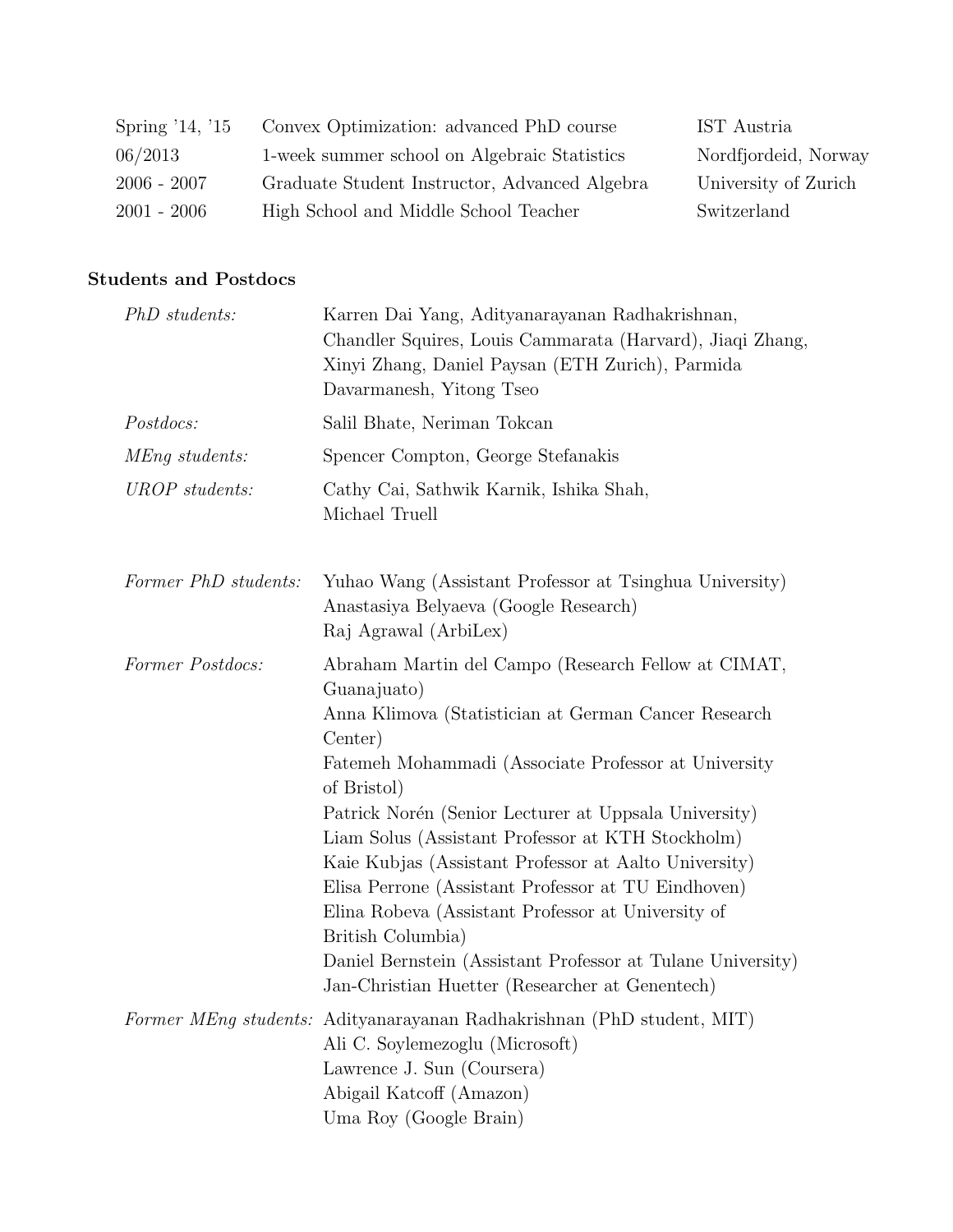| | | |
|---|---|---|
| Spring '14, '15 | Convex Optimization: advanced PhD course | IST Austria |
| 06/2013 | 1-week summer school on Algebraic Statistics | Nordfjordeid, Norway |
| 2006 - 2007 | Graduate Student Instructor, Advanced Algebra | University of Zurich |
| 2001 - 2006 | High School and Middle School Teacher | Switzerland |

### Students and Postdocs

*PhD students:* Karren Dai Yang, Adityanarayanan Radhakrishnan, Chandler Squires, Louis Cammarata (Harvard), Jiaqi Zhang, Xinyi Zhang, Daniel Paysan (ETH Zurich), Parmida Davarmanesh, Yitong Tseo

*Postdocs:* Salil Bhate, Neriman Tokcan

*MEng students:* Spencer Compton, George Stefanakis

*UROP students:* Cathy Cai, Sathwik Karnik, Ishika Shah, Michael Truell

*Former PhD students:*
Yuhao Wang (Assistant Professor at Tsinghua University)
Anastasiya Belyaeva (Google Research)
Raj Agrawal (ArbiLex)

*Former Postdocs:*
Abraham Martin del Campo (Research Fellow at CIMAT, Guanajuato)
Anna Klimova (Statistician at German Cancer Research Center)
Fatemeh Mohammadi (Associate Professor at University of Bristol)
Patrick Norén (Senior Lecturer at Uppsala University)
Liam Solus (Assistant Professor at KTH Stockholm)
Kaie Kubjas (Assistant Professor at Aalto University)
Elisa Perrone (Assistant Professor at TU Eindhoven)
Elina Robeva (Assistant Professor at University of British Columbia)
Daniel Bernstein (Assistant Professor at Tulane University)
Jan-Christian Huetter (Researcher at Genentech)

*Former MEng students:*
Adityanarayanan Radhakrishnan (PhD student, MIT)
Ali C. Soylemezoglu (Microsoft)
Lawrence J. Sun (Coursera)
Abigail Katcoff (Amazon)
Uma Roy (Google Brain)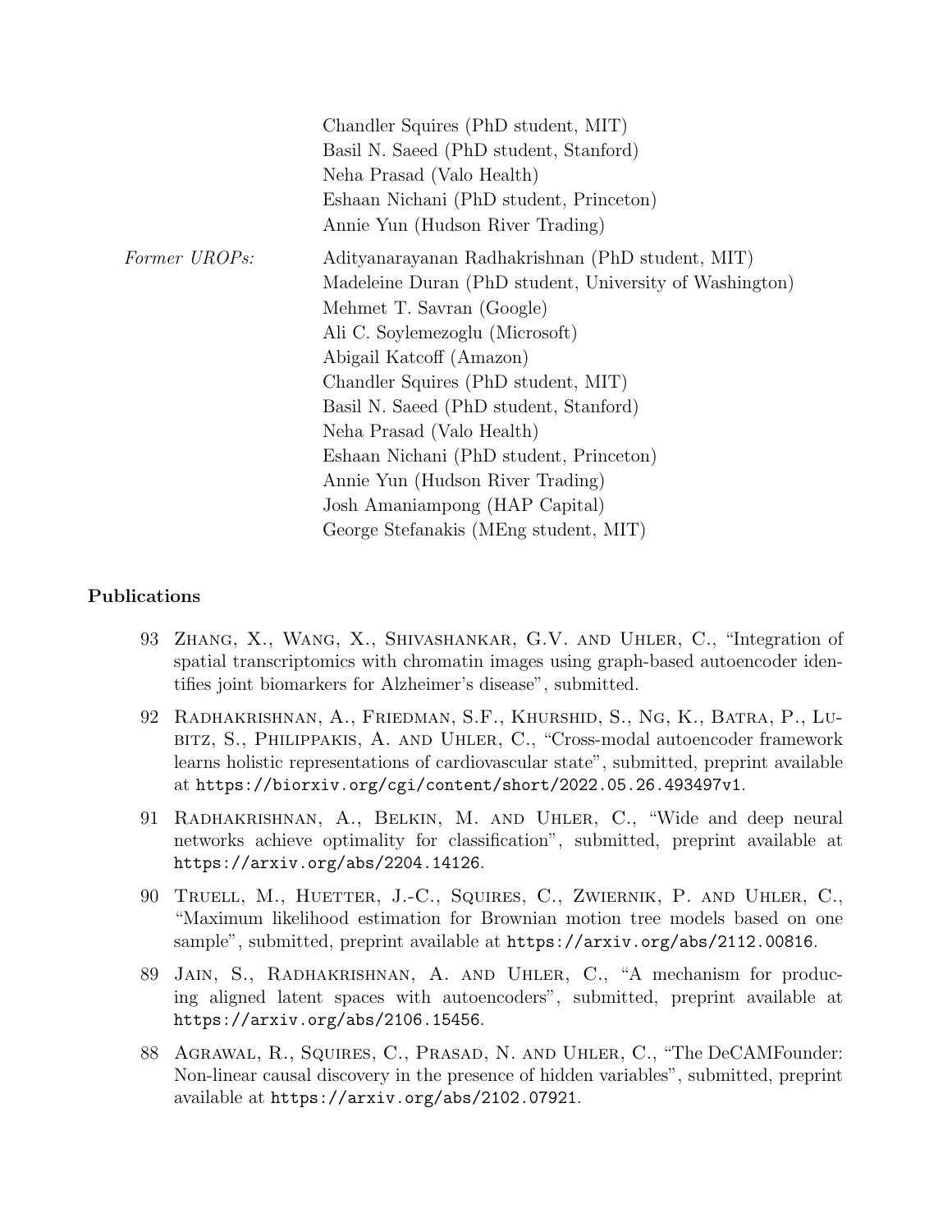Chandler Squires (PhD student, MIT)
Basil N. Saeed (PhD student, Stanford)
Neha Prasad (Valo Health)
Eshaan Nichani (PhD student, Princeton)
Annie Yun (Hudson River Trading)

*Former UROPs:*

Adityanarayanan Radhakrishnan (PhD student, MIT)
Madeleine Duran (PhD student, University of Washington)
Mehmet T. Savran (Google)
Ali C. Soylemezoglu (Microsoft)
Abigail Katcoff (Amazon)
Chandler Squires (PhD student, MIT)
Basil N. Saeed (PhD student, Stanford)
Neha Prasad (Valo Health)
Eshaan Nichani (PhD student, Princeton)
Annie Yun (Hudson River Trading)
Josh Amaniampong (HAP Capital)
George Stefanakis (MEng student, MIT)

## Publications

93 Zhang, X., Wang, X., Shivashankar, G.V. and Uhler, C., "Integration of spatial transcriptomics with chromatin images using graph-based autoencoder identifies joint biomarkers for Alzheimer's disease", submitted.

92 Radhakrishnan, A., Friedman, S.F., Khurshid, S., Ng, K., Batra, P., Lubitz, S., Philippakis, A. and Uhler, C., "Cross-modal autoencoder framework learns holistic representations of cardiovascular state", submitted, preprint available at `https://biorxiv.org/cgi/content/short/2022.05.26.493497v1`.

91 Radhakrishnan, A., Belkin, M. and Uhler, C., "Wide and deep neural networks achieve optimality for classification", submitted, preprint available at `https://arxiv.org/abs/2204.14126`.

90 Truell, M., Huetter, J.-C., Squires, C., Zwiernik, P. and Uhler, C., "Maximum likelihood estimation for Brownian motion tree models based on one sample", submitted, preprint available at `https://arxiv.org/abs/2112.00816`.

89 Jain, S., Radhakrishnan, A. and Uhler, C., "A mechanism for producing aligned latent spaces with autoencoders", submitted, preprint available at `https://arxiv.org/abs/2106.15456`.

88 Agrawal, R., Squires, C., Prasad, N. and Uhler, C., "The DeCAMFounder: Non-linear causal discovery in the presence of hidden variables", submitted, preprint available at `https://arxiv.org/abs/2102.07921`.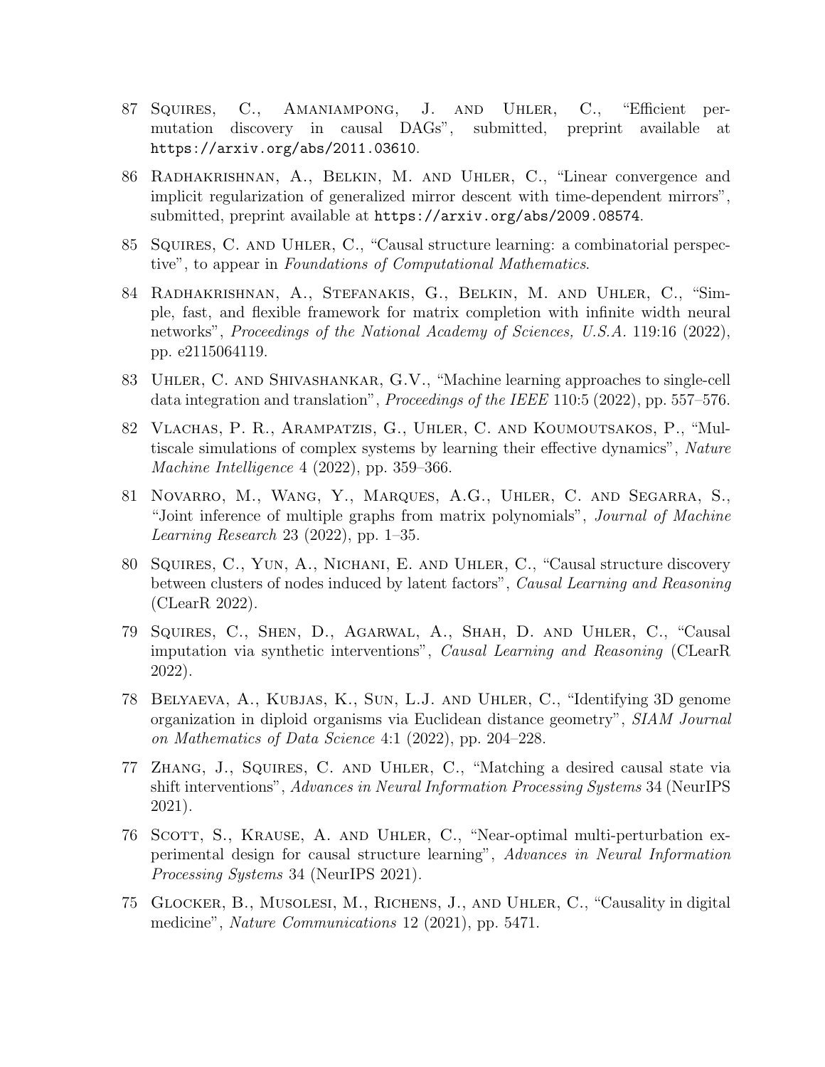87 Squires, C., Amaniampong, J. and Uhler, C., "Efficient permutation discovery in causal DAGs", submitted, preprint available at `https://arxiv.org/abs/2011.03610`.

86 Radhakrishnan, A., Belkin, M. and Uhler, C., "Linear convergence and implicit regularization of generalized mirror descent with time-dependent mirrors", submitted, preprint available at `https://arxiv.org/abs/2009.08574`.

85 Squires, C. and Uhler, C., "Causal structure learning: a combinatorial perspective", to appear in *Foundations of Computational Mathematics*.

84 Radhakrishnan, A., Stefanakis, G., Belkin, M. and Uhler, C., "Simple, fast, and flexible framework for matrix completion with infinite width neural networks", *Proceedings of the National Academy of Sciences, U.S.A.* 119:16 (2022), pp. e2115064119.

83 Uhler, C. and Shivashankar, G.V., "Machine learning approaches to single-cell data integration and translation", *Proceedings of the IEEE* 110:5 (2022), pp. 557–576.

82 Vlachas, P. R., Arampatzis, G., Uhler, C. and Koumoutsakos, P., "Multiscale simulations of complex systems by learning their effective dynamics", *Nature Machine Intelligence* 4 (2022), pp. 359–366.

81 Novarro, M., Wang, Y., Marques, A.G., Uhler, C. and Segarra, S., "Joint inference of multiple graphs from matrix polynomials", *Journal of Machine Learning Research* 23 (2022), pp. 1–35.

80 Squires, C., Yun, A., Nichani, E. and Uhler, C., "Causal structure discovery between clusters of nodes induced by latent factors", *Causal Learning and Reasoning* (CLearR 2022).

79 Squires, C., Shen, D., Agarwal, A., Shah, D. and Uhler, C., "Causal imputation via synthetic interventions", *Causal Learning and Reasoning* (CLearR 2022).

78 Belyaeva, A., Kubjas, K., Sun, L.J. and Uhler, C., "Identifying 3D genome organization in diploid organisms via Euclidean distance geometry", *SIAM Journal on Mathematics of Data Science* 4:1 (2022), pp. 204–228.

77 Zhang, J., Squires, C. and Uhler, C., "Matching a desired causal state via shift interventions", *Advances in Neural Information Processing Systems* 34 (NeurIPS 2021).

76 Scott, S., Krause, A. and Uhler, C., "Near-optimal multi-perturbation experimental design for causal structure learning", *Advances in Neural Information Processing Systems* 34 (NeurIPS 2021).

75 Glocker, B., Musolesi, M., Richens, J., and Uhler, C., "Causality in digital medicine", *Nature Communications* 12 (2021), pp. 5471.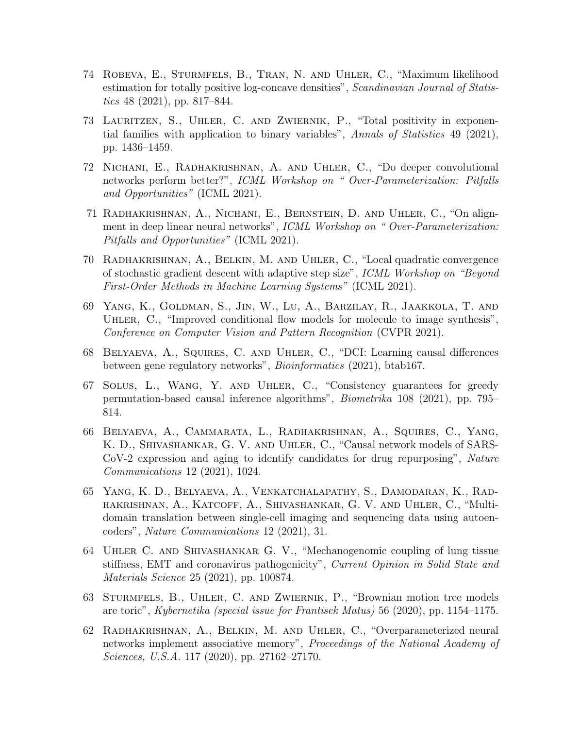74 Robeva, E., Sturmfels, B., Tran, N. and Uhler, C., "Maximum likelihood estimation for totally positive log-concave densities", *Scandinavian Journal of Statistics* 48 (2021), pp. 817–844.

73 Lauritzen, S., Uhler, C. and Zwiernik, P., "Total positivity in exponential families with application to binary variables", *Annals of Statistics* 49 (2021), pp. 1436–1459.

72 Nichani, E., Radhakrishnan, A. and Uhler, C., "Do deeper convolutional networks perform better?", *ICML Workshop on " Over-Parameterization: Pitfalls and Opportunities"* (ICML 2021).

71 Radhakrishnan, A., Nichani, E., Bernstein, D. and Uhler, C., "On alignment in deep linear neural networks", *ICML Workshop on " Over-Parameterization: Pitfalls and Opportunities"* (ICML 2021).

70 Radhakrishnan, A., Belkin, M. and Uhler, C., "Local quadratic convergence of stochastic gradient descent with adaptive step size", *ICML Workshop on "Beyond First-Order Methods in Machine Learning Systems"* (ICML 2021).

69 Yang, K., Goldman, S., Jin, W., Lu, A., Barzilay, R., Jaakkola, T. and Uhler, C., "Improved conditional flow models for molecule to image synthesis", *Conference on Computer Vision and Pattern Recognition* (CVPR 2021).

68 Belyaeva, A., Squires, C. and Uhler, C., "DCI: Learning causal differences between gene regulatory networks", *Bioinformatics* (2021), btab167.

67 Solus, L., Wang, Y. and Uhler, C., "Consistency guarantees for greedy permutation-based causal inference algorithms", *Biometrika* 108 (2021), pp. 795–814.

66 Belyaeva, A., Cammarata, L., Radhakrishnan, A., Squires, C., Yang, K. D., Shivashankar, G. V. and Uhler, C., "Causal network models of SARS-CoV-2 expression and aging to identify candidates for drug repurposing", *Nature Communications* 12 (2021), 1024.

65 Yang, K. D., Belyaeva, A., Venkatchalapathy, S., Damodaran, K., Radhakrishnan, A., Katcoff, A., Shivashankar, G. V. and Uhler, C., "Multi-domain translation between single-cell imaging and sequencing data using autoencoders", *Nature Communications* 12 (2021), 31.

64 Uhler C. and Shivashankar G. V., "Mechanogenomic coupling of lung tissue stiffness, EMT and coronavirus pathogenicity", *Current Opinion in Solid State and Materials Science* 25 (2021), pp. 100874.

63 Sturmfels, B., Uhler, C. and Zwiernik, P., "Brownian motion tree models are toric", *Kybernetika (special issue for Frantisek Matus)* 56 (2020), pp. 1154–1175.

62 Radhakrishnan, A., Belkin, M. and Uhler, C., "Overparameterized neural networks implement associative memory", *Proceedings of the National Academy of Sciences, U.S.A.* 117 (2020), pp. 27162–27170.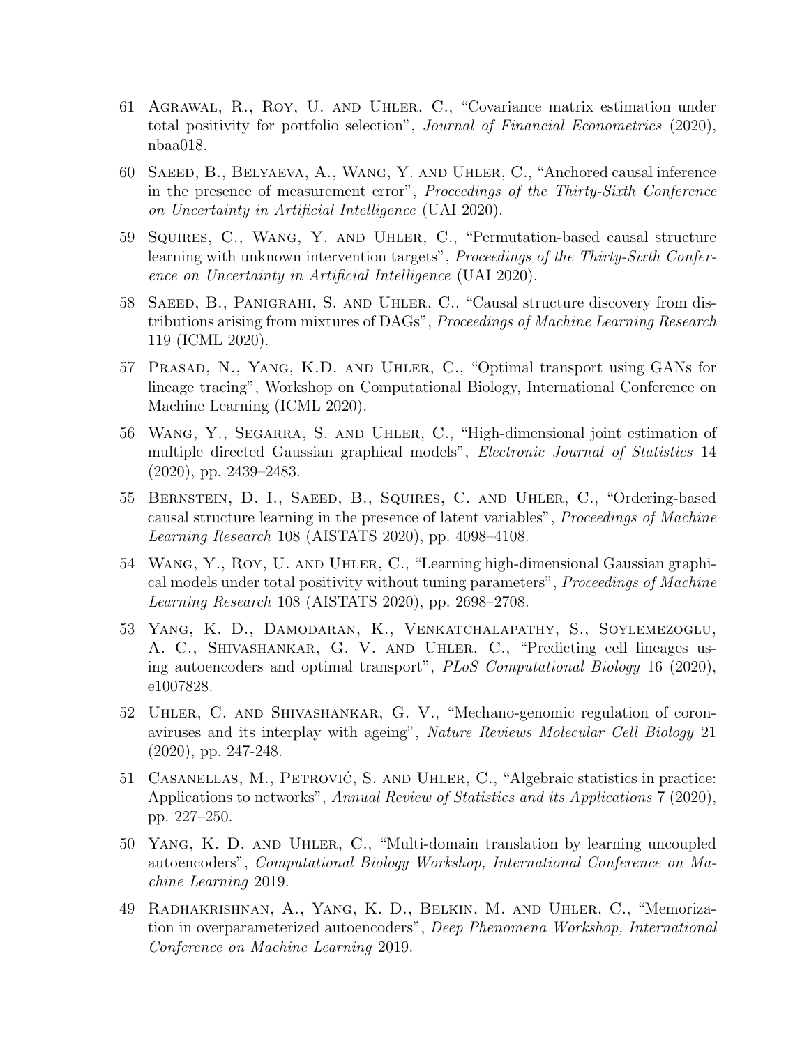61 Agrawal, R., Roy, U. and Uhler, C., "Covariance matrix estimation under total positivity for portfolio selection", *Journal of Financial Econometrics* (2020), nbaa018.

60 Saeed, B., Belyaeva, A., Wang, Y. and Uhler, C., "Anchored causal inference in the presence of measurement error", *Proceedings of the Thirty-Sixth Conference on Uncertainty in Artificial Intelligence* (UAI 2020).

59 Squires, C., Wang, Y. and Uhler, C., "Permutation-based causal structure learning with unknown intervention targets", *Proceedings of the Thirty-Sixth Conference on Uncertainty in Artificial Intelligence* (UAI 2020).

58 Saeed, B., Panigrahi, S. and Uhler, C., "Causal structure discovery from distributions arising from mixtures of DAGs", *Proceedings of Machine Learning Research* 119 (ICML 2020).

57 Prasad, N., Yang, K.D. and Uhler, C., "Optimal transport using GANs for lineage tracing", Workshop on Computational Biology, International Conference on Machine Learning (ICML 2020).

56 Wang, Y., Segarra, S. and Uhler, C., "High-dimensional joint estimation of multiple directed Gaussian graphical models", *Electronic Journal of Statistics* 14 (2020), pp. 2439–2483.

55 Bernstein, D. I., Saeed, B., Squires, C. and Uhler, C., "Ordering-based causal structure learning in the presence of latent variables", *Proceedings of Machine Learning Research* 108 (AISTATS 2020), pp. 4098–4108.

54 Wang, Y., Roy, U. and Uhler, C., "Learning high-dimensional Gaussian graphical models under total positivity without tuning parameters", *Proceedings of Machine Learning Research* 108 (AISTATS 2020), pp. 2698–2708.

53 Yang, K. D., Damodaran, K., Venkatchalapathy, S., Soylemezoglu, A. C., Shivashankar, G. V. and Uhler, C., "Predicting cell lineages using autoencoders and optimal transport", *PLoS Computational Biology* 16 (2020), e1007828.

52 Uhler, C. and Shivashankar, G. V., "Mechano-genomic regulation of coronaviruses and its interplay with ageing", *Nature Reviews Molecular Cell Biology* 21 (2020), pp. 247-248.

51 Casanellas, M., Petrović, S. and Uhler, C., "Algebraic statistics in practice: Applications to networks", *Annual Review of Statistics and its Applications* 7 (2020), pp. 227–250.

50 Yang, K. D. and Uhler, C., "Multi-domain translation by learning uncoupled autoencoders", *Computational Biology Workshop, International Conference on Machine Learning* 2019.

49 Radhakrishnan, A., Yang, K. D., Belkin, M. and Uhler, C., "Memorization in overparameterized autoencoders", *Deep Phenomena Workshop, International Conference on Machine Learning* 2019.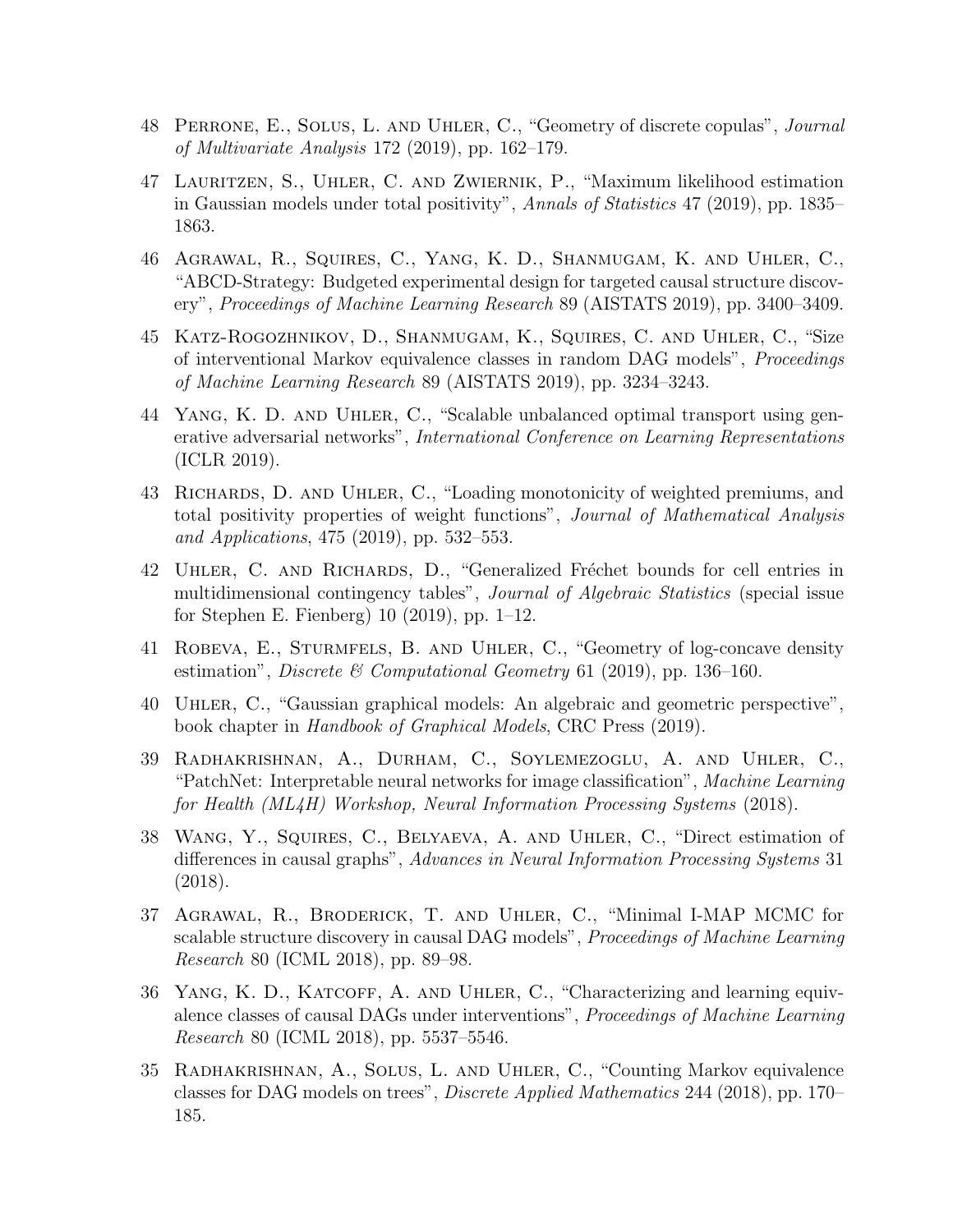48 Perrone, E., Solus, L. and Uhler, C., "Geometry of discrete copulas", *Journal of Multivariate Analysis* 172 (2019), pp. 162–179.

47 Lauritzen, S., Uhler, C. and Zwiernik, P., "Maximum likelihood estimation in Gaussian models under total positivity", *Annals of Statistics* 47 (2019), pp. 1835–1863.

46 Agrawal, R., Squires, C., Yang, K. D., Shanmugam, K. and Uhler, C., "ABCD-Strategy: Budgeted experimental design for targeted causal structure discovery", *Proceedings of Machine Learning Research* 89 (AISTATS 2019), pp. 3400–3409.

45 Katz-Rogozhnikov, D., Shanmugam, K., Squires, C. and Uhler, C., "Size of interventional Markov equivalence classes in random DAG models", *Proceedings of Machine Learning Research* 89 (AISTATS 2019), pp. 3234–3243.

44 Yang, K. D. and Uhler, C., "Scalable unbalanced optimal transport using generative adversarial networks", *International Conference on Learning Representations* (ICLR 2019).

43 Richards, D. and Uhler, C., "Loading monotonicity of weighted premiums, and total positivity properties of weight functions", *Journal of Mathematical Analysis and Applications*, 475 (2019), pp. 532–553.

42 Uhler, C. and Richards, D., "Generalized Fréchet bounds for cell entries in multidimensional contingency tables", *Journal of Algebraic Statistics* (special issue for Stephen E. Fienberg) 10 (2019), pp. 1–12.

41 Robeva, E., Sturmfels, B. and Uhler, C., "Geometry of log-concave density estimation", *Discrete & Computational Geometry* 61 (2019), pp. 136–160.

40 Uhler, C., "Gaussian graphical models: An algebraic and geometric perspective", book chapter in *Handbook of Graphical Models*, CRC Press (2019).

39 Radhakrishnan, A., Durham, C., Soylemezoglu, A. and Uhler, C., "PatchNet: Interpretable neural networks for image classification", *Machine Learning for Health (ML4H) Workshop, Neural Information Processing Systems* (2018).

38 Wang, Y., Squires, C., Belyaeva, A. and Uhler, C., "Direct estimation of differences in causal graphs", *Advances in Neural Information Processing Systems* 31 (2018).

37 Agrawal, R., Broderick, T. and Uhler, C., "Minimal I-MAP MCMC for scalable structure discovery in causal DAG models", *Proceedings of Machine Learning Research* 80 (ICML 2018), pp. 89–98.

36 Yang, K. D., Katcoff, A. and Uhler, C., "Characterizing and learning equivalence classes of causal DAGs under interventions", *Proceedings of Machine Learning Research* 80 (ICML 2018), pp. 5537–5546.

35 Radhakrishnan, A., Solus, L. and Uhler, C., "Counting Markov equivalence classes for DAG models on trees", *Discrete Applied Mathematics* 244 (2018), pp. 170–185.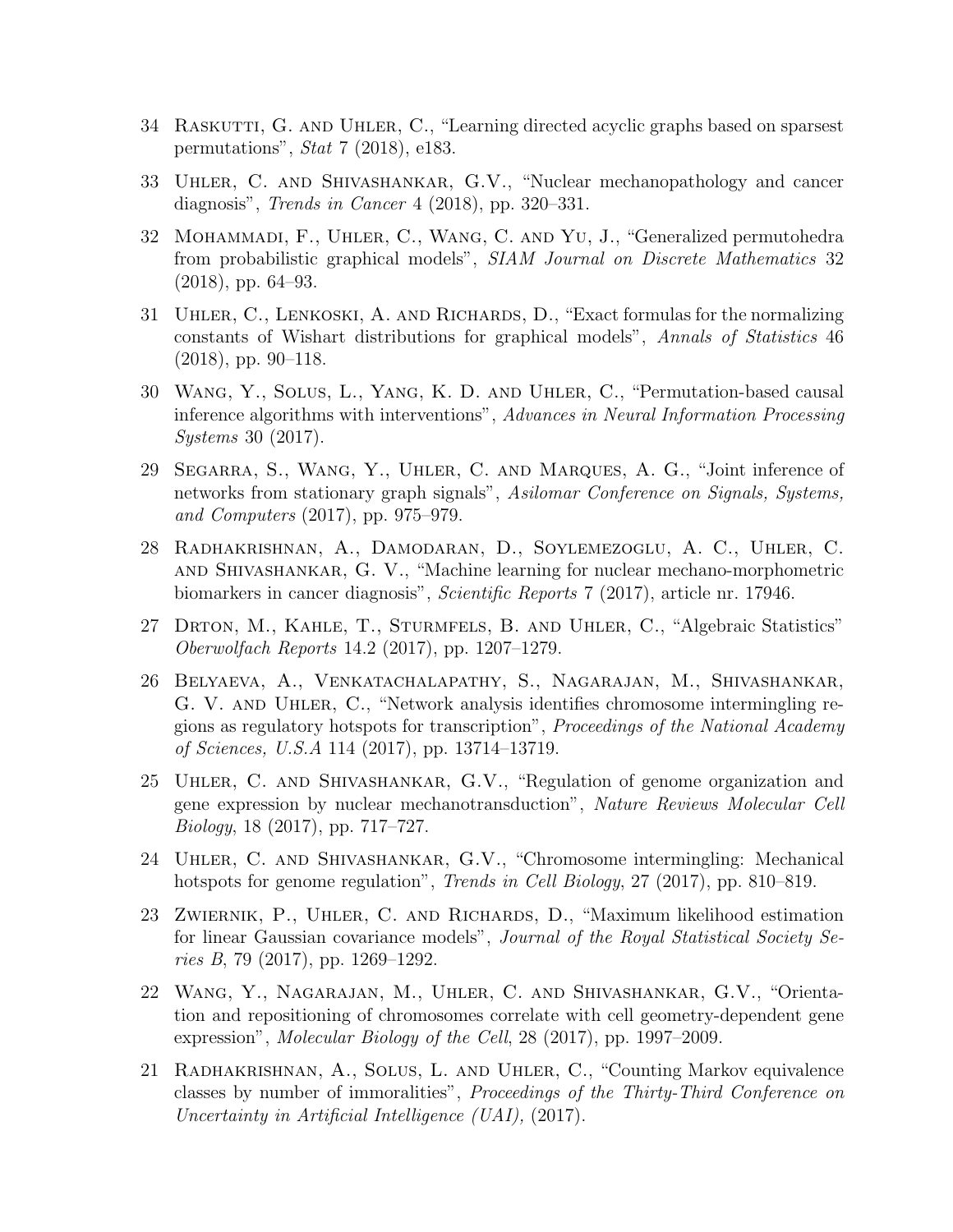34 Raskutti, G. and Uhler, C., "Learning directed acyclic graphs based on sparsest permutations", *Stat* 7 (2018), e183.

33 Uhler, C. and Shivashankar, G.V., "Nuclear mechanopathology and cancer diagnosis", *Trends in Cancer* 4 (2018), pp. 320–331.

32 Mohammadi, F., Uhler, C., Wang, C. and Yu, J., "Generalized permutohedra from probabilistic graphical models", *SIAM Journal on Discrete Mathematics* 32 (2018), pp. 64–93.

31 Uhler, C., Lenkoski, A. and Richards, D., "Exact formulas for the normalizing constants of Wishart distributions for graphical models", *Annals of Statistics* 46 (2018), pp. 90–118.

30 Wang, Y., Solus, L., Yang, K. D. and Uhler, C., "Permutation-based causal inference algorithms with interventions", *Advances in Neural Information Processing Systems* 30 (2017).

29 Segarra, S., Wang, Y., Uhler, C. and Marques, A. G., "Joint inference of networks from stationary graph signals", *Asilomar Conference on Signals, Systems, and Computers* (2017), pp. 975–979.

28 Radhakrishnan, A., Damodaran, D., Soylemezoglu, A. C., Uhler, C. and Shivashankar, G. V., "Machine learning for nuclear mechano-morphometric biomarkers in cancer diagnosis", *Scientific Reports* 7 (2017), article nr. 17946.

27 Drton, M., Kahle, T., Sturmfels, B. and Uhler, C., "Algebraic Statistics" *Oberwolfach Reports* 14.2 (2017), pp. 1207–1279.

26 Belyaeva, A., Venkatachalapathy, S., Nagarajan, M., Shivashankar, G. V. and Uhler, C., "Network analysis identifies chromosome intermingling regions as regulatory hotspots for transcription", *Proceedings of the National Academy of Sciences, U.S.A* 114 (2017), pp. 13714–13719.

25 Uhler, C. and Shivashankar, G.V., "Regulation of genome organization and gene expression by nuclear mechanotransduction", *Nature Reviews Molecular Cell Biology*, 18 (2017), pp. 717–727.

24 Uhler, C. and Shivashankar, G.V., "Chromosome intermingling: Mechanical hotspots for genome regulation", *Trends in Cell Biology*, 27 (2017), pp. 810–819.

23 Zwiernik, P., Uhler, C. and Richards, D., "Maximum likelihood estimation for linear Gaussian covariance models", *Journal of the Royal Statistical Society Series B*, 79 (2017), pp. 1269–1292.

22 Wang, Y., Nagarajan, M., Uhler, C. and Shivashankar, G.V., "Orientation and repositioning of chromosomes correlate with cell geometry-dependent gene expression", *Molecular Biology of the Cell*, 28 (2017), pp. 1997–2009.

21 Radhakrishnan, A., Solus, L. and Uhler, C., "Counting Markov equivalence classes by number of immoralities", *Proceedings of the Thirty-Third Conference on Uncertainty in Artificial Intelligence (UAI),* (2017).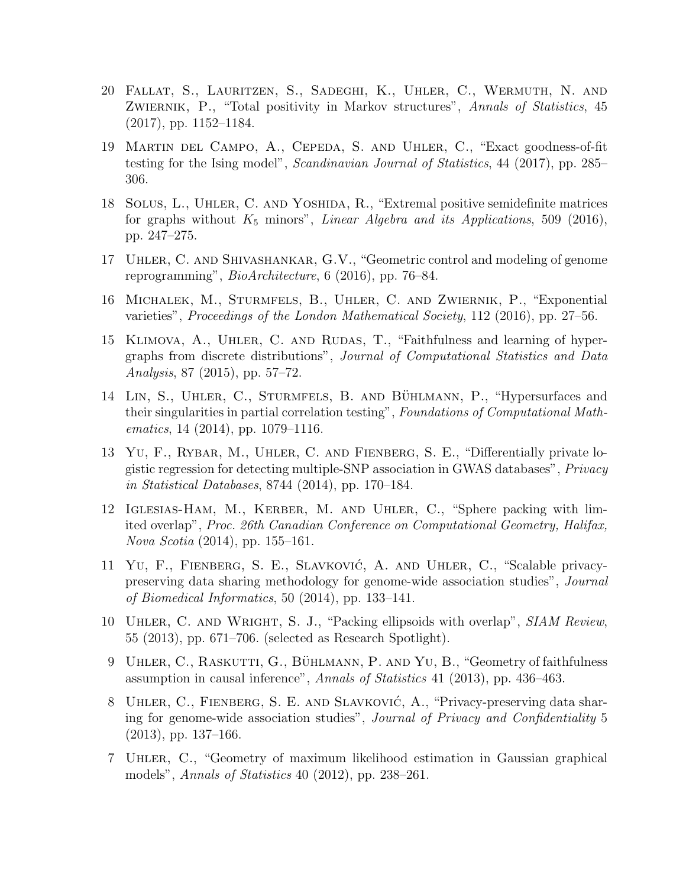20 Fallat, S., Lauritzen, S., Sadeghi, K., Uhler, C., Wermuth, N. and Zwiernik, P., "Total positivity in Markov structures", *Annals of Statistics*, 45 (2017), pp. 1152–1184.

19 Martin del Campo, A., Cepeda, S. and Uhler, C., "Exact goodness-of-fit testing for the Ising model", *Scandinavian Journal of Statistics*, 44 (2017), pp. 285–306.

18 Solus, L., Uhler, C. and Yoshida, R., "Extremal positive semidefinite matrices for graphs without $K_5$ minors", *Linear Algebra and its Applications*, 509 (2016), pp. 247–275.

17 Uhler, C. and Shivashankar, G.V., "Geometric control and modeling of genome reprogramming", *BioArchitecture*, 6 (2016), pp. 76–84.

16 Michalek, M., Sturmfels, B., Uhler, C. and Zwiernik, P., "Exponential varieties", *Proceedings of the London Mathematical Society*, 112 (2016), pp. 27–56.

15 Klimova, A., Uhler, C. and Rudas, T., "Faithfulness and learning of hypergraphs from discrete distributions", *Journal of Computational Statistics and Data Analysis*, 87 (2015), pp. 57–72.

14 Lin, S., Uhler, C., Sturmfels, B. and Bühlmann, P., "Hypersurfaces and their singularities in partial correlation testing", *Foundations of Computational Mathematics*, 14 (2014), pp. 1079–1116.

13 Yu, F., Rybar, M., Uhler, C. and Fienberg, S. E., "Differentially private logistic regression for detecting multiple-SNP association in GWAS databases", *Privacy in Statistical Databases*, 8744 (2014), pp. 170–184.

12 Iglesias-Ham, M., Kerber, M. and Uhler, C., "Sphere packing with limited overlap", *Proc. 26th Canadian Conference on Computational Geometry, Halifax, Nova Scotia* (2014), pp. 155–161.

11 Yu, F., Fienberg, S. E., Slavković, A. and Uhler, C., "Scalable privacy-preserving data sharing methodology for genome-wide association studies", *Journal of Biomedical Informatics*, 50 (2014), pp. 133–141.

10 Uhler, C. and Wright, S. J., "Packing ellipsoids with overlap", *SIAM Review*, 55 (2013), pp. 671–706. (selected as Research Spotlight).

9 Uhler, C., Raskutti, G., Bühlmann, P. and Yu, B., "Geometry of faithfulness assumption in causal inference", *Annals of Statistics* 41 (2013), pp. 436–463.

8 Uhler, C., Fienberg, S. E. and Slavković, A., "Privacy-preserving data sharing for genome-wide association studies", *Journal of Privacy and Confidentiality* 5 (2013), pp. 137–166.

7 Uhler, C., "Geometry of maximum likelihood estimation in Gaussian graphical models", *Annals of Statistics* 40 (2012), pp. 238–261.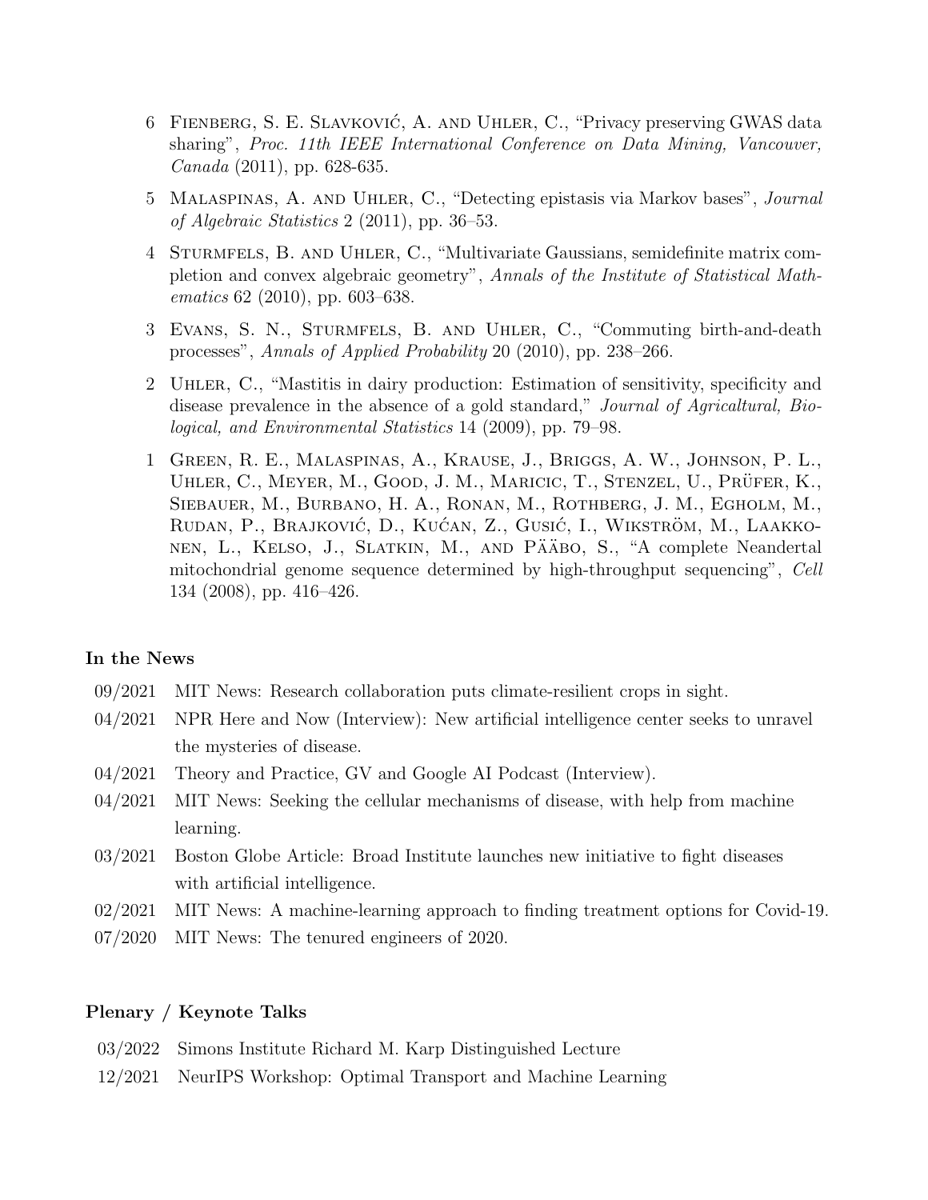6 Fienberg, S. E. Slavković, A. and Uhler, C., "Privacy preserving GWAS data sharing", *Proc. 11th IEEE International Conference on Data Mining, Vancouver, Canada* (2011), pp. 628-635.

5 Malaspinas, A. and Uhler, C., "Detecting epistasis via Markov bases", *Journal of Algebraic Statistics* 2 (2011), pp. 36–53.

4 Sturmfels, B. and Uhler, C., "Multivariate Gaussians, semidefinite matrix completion and convex algebraic geometry", *Annals of the Institute of Statistical Mathematics* 62 (2010), pp. 603–638.

3 Evans, S. N., Sturmfels, B. and Uhler, C., "Commuting birth-and-death processes", *Annals of Applied Probability* 20 (2010), pp. 238–266.

2 Uhler, C., "Mastitis in dairy production: Estimation of sensitivity, specificity and disease prevalence in the absence of a gold standard," *Journal of Agricaltural, Biological, and Environmental Statistics* 14 (2009), pp. 79–98.

1 Green, R. E., Malaspinas, A., Krause, J., Briggs, A. W., Johnson, P. L., Uhler, C., Meyer, M., Good, J. M., Maricic, T., Stenzel, U., Prüfer, K., Siebauer, M., Burbano, H. A., Ronan, M., Rothberg, J. M., Egholm, M., Rudan, P., Brajković, D., Kućan, Z., Gusić, I., Wikström, M., Laakkonen, L., Kelso, J., Slatkin, M., and Pääbo, S., "A complete Neandertal mitochondrial genome sequence determined by high-throughput sequencing", *Cell* 134 (2008), pp. 416–426.

### In the News

- 09/2021 MIT News: Research collaboration puts climate-resilient crops in sight.
- 04/2021 NPR Here and Now (Interview): New artificial intelligence center seeks to unravel the mysteries of disease.
- 04/2021 Theory and Practice, GV and Google AI Podcast (Interview).
- 04/2021 MIT News: Seeking the cellular mechanisms of disease, with help from machine learning.
- 03/2021 Boston Globe Article: Broad Institute launches new initiative to fight diseases with artificial intelligence.
- 02/2021 MIT News: A machine-learning approach to finding treatment options for Covid-19.
- 07/2020 MIT News: The tenured engineers of 2020.

### Plenary / Keynote Talks

- 03/2022 Simons Institute Richard M. Karp Distinguished Lecture
- 12/2021 NeurIPS Workshop: Optimal Transport and Machine Learning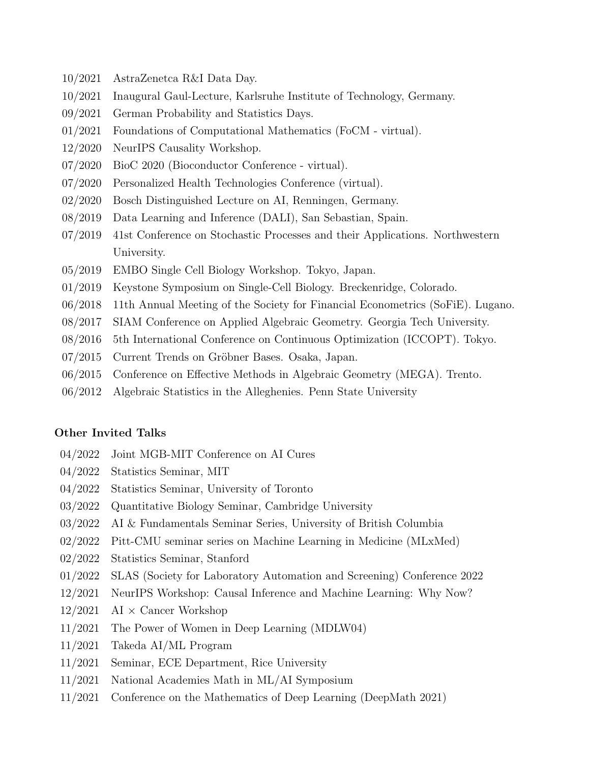10/2021 AstraZenetca R&I Data Day.

10/2021 Inaugural Gaul-Lecture, Karlsruhe Institute of Technology, Germany.

09/2021 German Probability and Statistics Days.

01/2021 Foundations of Computational Mathematics (FoCM - virtual).

12/2020 NeurIPS Causality Workshop.

07/2020 BioC 2020 (Bioconductor Conference - virtual).

07/2020 Personalized Health Technologies Conference (virtual).

02/2020 Bosch Distinguished Lecture on AI, Renningen, Germany.

08/2019 Data Learning and Inference (DALI), San Sebastian, Spain.

07/2019 41st Conference on Stochastic Processes and their Applications. Northwestern University.

05/2019 EMBO Single Cell Biology Workshop. Tokyo, Japan.

01/2019 Keystone Symposium on Single-Cell Biology. Breckenridge, Colorado.

06/2018 11th Annual Meeting of the Society for Financial Econometrics (SoFiE). Lugano.

08/2017 SIAM Conference on Applied Algebraic Geometry. Georgia Tech University.

08/2016 5th International Conference on Continuous Optimization (ICCOPT). Tokyo.

07/2015 Current Trends on Gröbner Bases. Osaka, Japan.

06/2015 Conference on Effective Methods in Algebraic Geometry (MEGA). Trento.

06/2012 Algebraic Statistics in the Alleghenies. Penn State University

**Other Invited Talks**

04/2022 Joint MGB-MIT Conference on AI Cures

04/2022 Statistics Seminar, MIT

04/2022 Statistics Seminar, University of Toronto

03/2022 Quantitative Biology Seminar, Cambridge University

03/2022 AI & Fundamentals Seminar Series, University of British Columbia

02/2022 Pitt-CMU seminar series on Machine Learning in Medicine (MLxMed)

02/2022 Statistics Seminar, Stanford

01/2022 SLAS (Society for Laboratory Automation and Screening) Conference 2022

12/2021 NeurIPS Workshop: Causal Inference and Machine Learning: Why Now?

12/2021 AI $\times$ Cancer Workshop

11/2021 The Power of Women in Deep Learning (MDLW04)

11/2021 Takeda AI/ML Program

11/2021 Seminar, ECE Department, Rice University

11/2021 National Academies Math in ML/AI Symposium

11/2021 Conference on the Mathematics of Deep Learning (DeepMath 2021)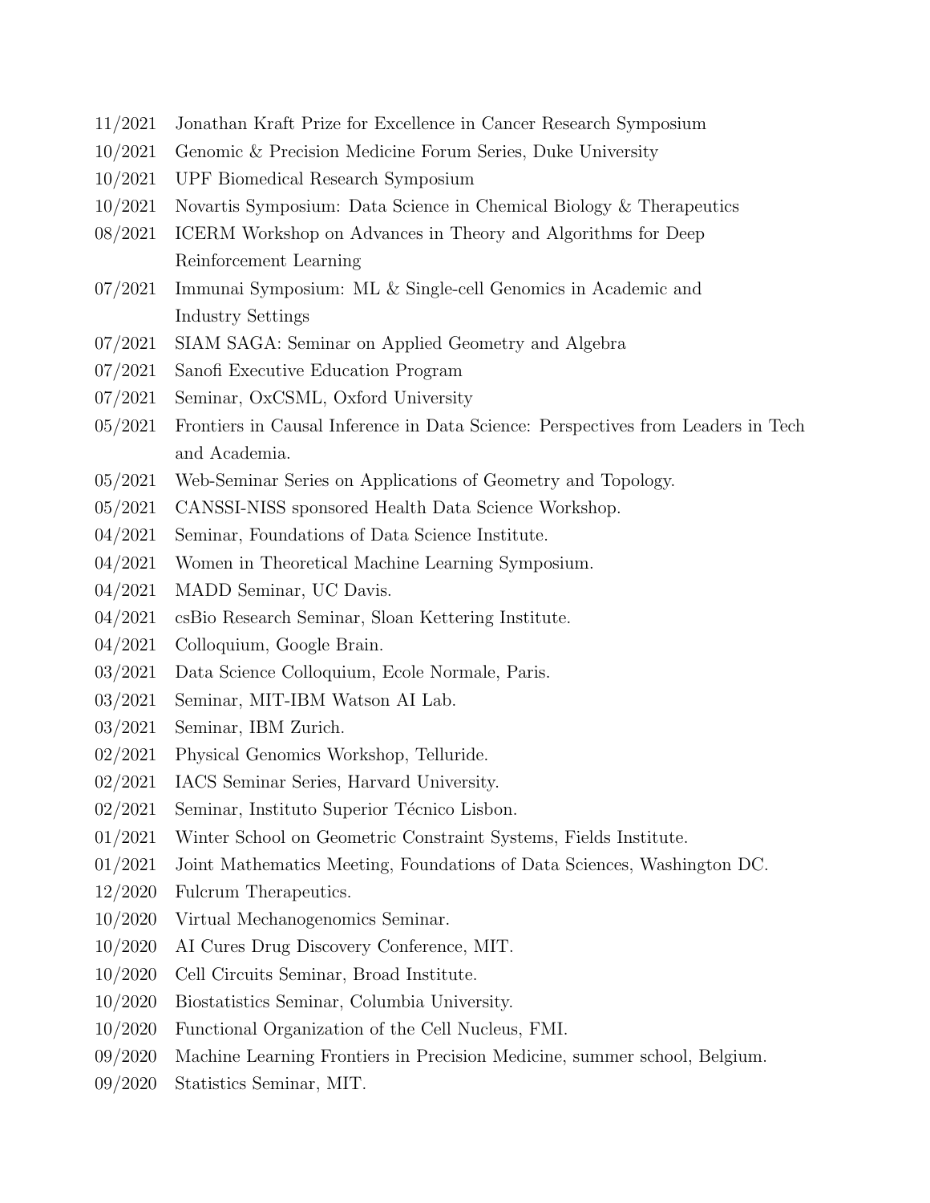| | |
|---|---|
| 11/2021 | Jonathan Kraft Prize for Excellence in Cancer Research Symposium |
| 10/2021 | Genomic & Precision Medicine Forum Series, Duke University |
| 10/2021 | UPF Biomedical Research Symposium |
| 10/2021 | Novartis Symposium: Data Science in Chemical Biology & Therapeutics |
| 08/2021 | ICERM Workshop on Advances in Theory and Algorithms for Deep Reinforcement Learning |
| 07/2021 | Immunai Symposium: ML & Single-cell Genomics in Academic and Industry Settings |
| 07/2021 | SIAM SAGA: Seminar on Applied Geometry and Algebra |
| 07/2021 | Sanofi Executive Education Program |
| 07/2021 | Seminar, OxCSML, Oxford University |
| 05/2021 | Frontiers in Causal Inference in Data Science: Perspectives from Leaders in Tech and Academia. |
| 05/2021 | Web-Seminar Series on Applications of Geometry and Topology. |
| 05/2021 | CANSSI-NISS sponsored Health Data Science Workshop. |
| 04/2021 | Seminar, Foundations of Data Science Institute. |
| 04/2021 | Women in Theoretical Machine Learning Symposium. |
| 04/2021 | MADD Seminar, UC Davis. |
| 04/2021 | csBio Research Seminar, Sloan Kettering Institute. |
| 04/2021 | Colloquium, Google Brain. |
| 03/2021 | Data Science Colloquium, Ecole Normale, Paris. |
| 03/2021 | Seminar, MIT-IBM Watson AI Lab. |
| 03/2021 | Seminar, IBM Zurich. |
| 02/2021 | Physical Genomics Workshop, Telluride. |
| 02/2021 | IACS Seminar Series, Harvard University. |
| 02/2021 | Seminar, Instituto Superior Técnico Lisbon. |
| 01/2021 | Winter School on Geometric Constraint Systems, Fields Institute. |
| 01/2021 | Joint Mathematics Meeting, Foundations of Data Sciences, Washington DC. |
| 12/2020 | Fulcrum Therapeutics. |
| 10/2020 | Virtual Mechanogenomics Seminar. |
| 10/2020 | AI Cures Drug Discovery Conference, MIT. |
| 10/2020 | Cell Circuits Seminar, Broad Institute. |
| 10/2020 | Biostatistics Seminar, Columbia University. |
| 10/2020 | Functional Organization of the Cell Nucleus, FMI. |
| 09/2020 | Machine Learning Frontiers in Precision Medicine, summer school, Belgium. |
| 09/2020 | Statistics Seminar, MIT. |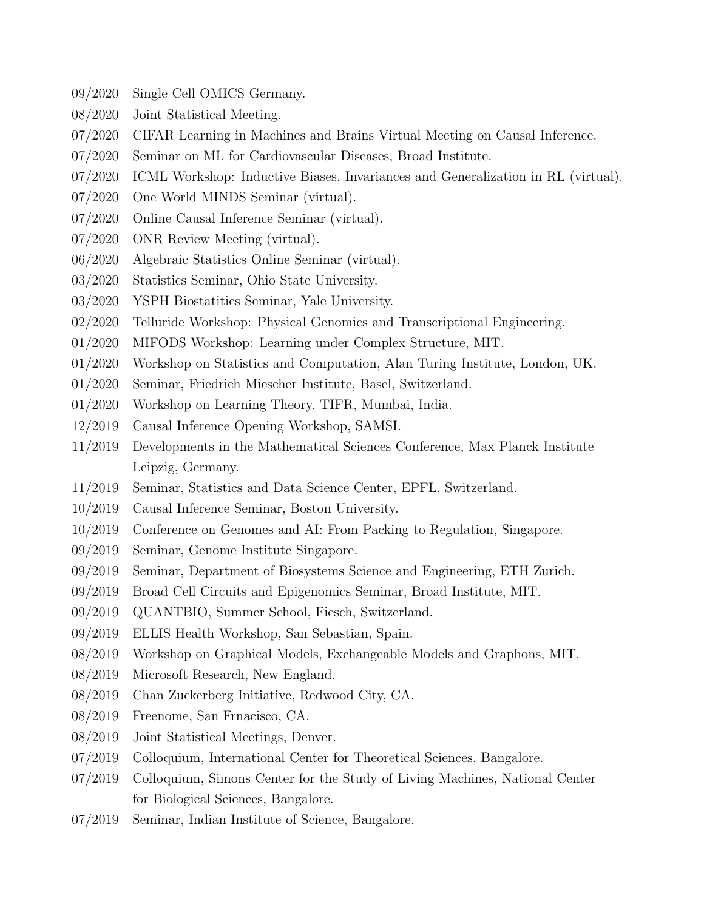09/2020 Single Cell OMICS Germany.

08/2020 Joint Statistical Meeting.

07/2020 CIFAR Learning in Machines and Brains Virtual Meeting on Causal Inference.

07/2020 Seminar on ML for Cardiovascular Diseases, Broad Institute.

07/2020 ICML Workshop: Inductive Biases, Invariances and Generalization in RL (virtual).

07/2020 One World MINDS Seminar (virtual).

07/2020 Online Causal Inference Seminar (virtual).

07/2020 ONR Review Meeting (virtual).

06/2020 Algebraic Statistics Online Seminar (virtual).

03/2020 Statistics Seminar, Ohio State University.

03/2020 YSPH Biostatitics Seminar, Yale University.

02/2020 Telluride Workshop: Physical Genomics and Transcriptional Engineering.

01/2020 MIFODS Workshop: Learning under Complex Structure, MIT.

01/2020 Workshop on Statistics and Computation, Alan Turing Institute, London, UK.

01/2020 Seminar, Friedrich Miescher Institute, Basel, Switzerland.

01/2020 Workshop on Learning Theory, TIFR, Mumbai, India.

12/2019 Causal Inference Opening Workshop, SAMSI.

11/2019 Developments in the Mathematical Sciences Conference, Max Planck Institute Leipzig, Germany.

11/2019 Seminar, Statistics and Data Science Center, EPFL, Switzerland.

10/2019 Causal Inference Seminar, Boston University.

10/2019 Conference on Genomes and AI: From Packing to Regulation, Singapore.

09/2019 Seminar, Genome Institute Singapore.

09/2019 Seminar, Department of Biosystems Science and Engineering, ETH Zurich.

09/2019 Broad Cell Circuits and Epigenomics Seminar, Broad Institute, MIT.

09/2019 QUANTBIO, Summer School, Fiesch, Switzerland.

09/2019 ELLIS Health Workshop, San Sebastian, Spain.

08/2019 Workshop on Graphical Models, Exchangeable Models and Graphons, MIT.

08/2019 Microsoft Research, New England.

08/2019 Chan Zuckerberg Initiative, Redwood City, CA.

08/2019 Freenome, San Frnacisco, CA.

08/2019 Joint Statistical Meetings, Denver.

07/2019 Colloquium, International Center for Theoretical Sciences, Bangalore.

07/2019 Colloquium, Simons Center for the Study of Living Machines, National Center for Biological Sciences, Bangalore.

07/2019 Seminar, Indian Institute of Science, Bangalore.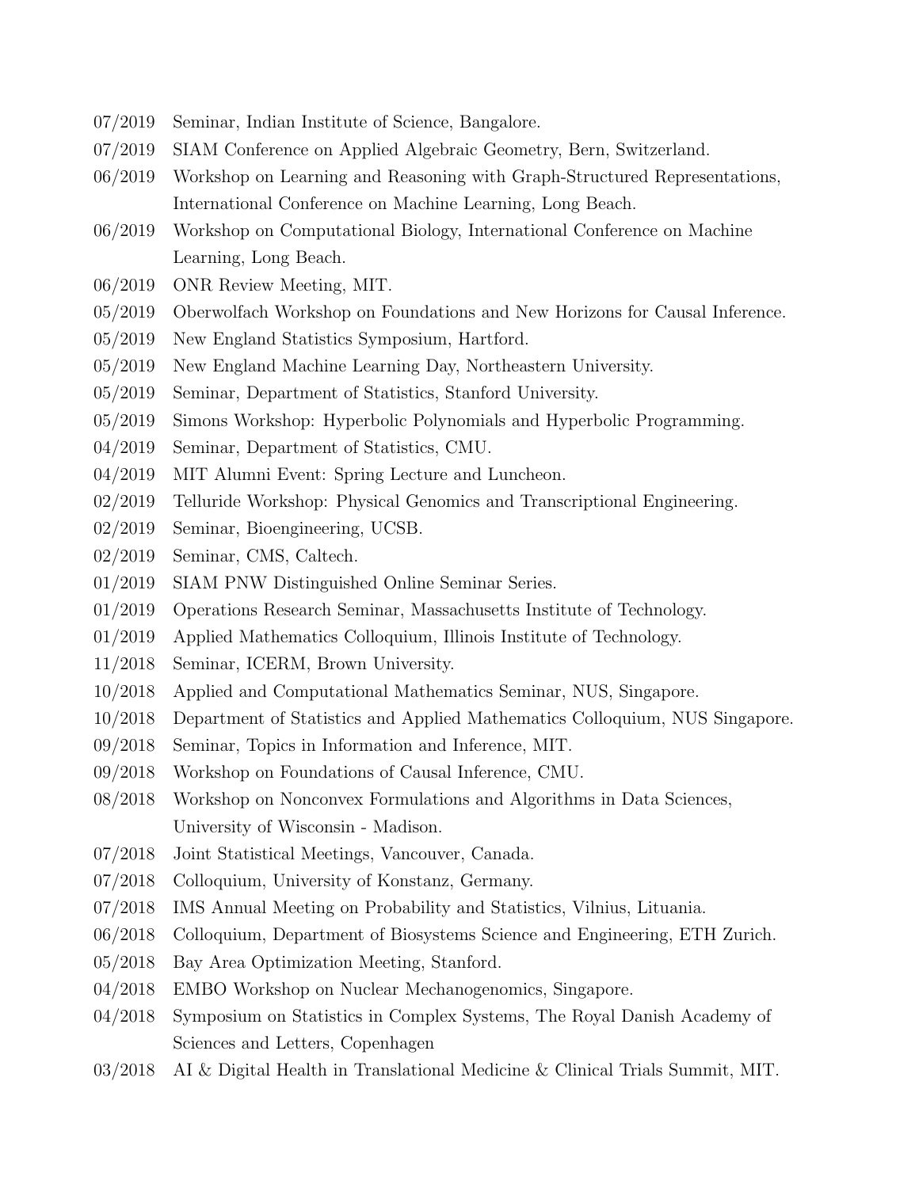07/2019 Seminar, Indian Institute of Science, Bangalore.

07/2019 SIAM Conference on Applied Algebraic Geometry, Bern, Switzerland.

06/2019 Workshop on Learning and Reasoning with Graph-Structured Representations, International Conference on Machine Learning, Long Beach.

06/2019 Workshop on Computational Biology, International Conference on Machine Learning, Long Beach.

06/2019 ONR Review Meeting, MIT.

05/2019 Oberwolfach Workshop on Foundations and New Horizons for Causal Inference.

05/2019 New England Statistics Symposium, Hartford.

05/2019 New England Machine Learning Day, Northeastern University.

05/2019 Seminar, Department of Statistics, Stanford University.

05/2019 Simons Workshop: Hyperbolic Polynomials and Hyperbolic Programming.

04/2019 Seminar, Department of Statistics, CMU.

04/2019 MIT Alumni Event: Spring Lecture and Luncheon.

02/2019 Telluride Workshop: Physical Genomics and Transcriptional Engineering.

02/2019 Seminar, Bioengineering, UCSB.

02/2019 Seminar, CMS, Caltech.

01/2019 SIAM PNW Distinguished Online Seminar Series.

01/2019 Operations Research Seminar, Massachusetts Institute of Technology.

01/2019 Applied Mathematics Colloquium, Illinois Institute of Technology.

11/2018 Seminar, ICERM, Brown University.

10/2018 Applied and Computational Mathematics Seminar, NUS, Singapore.

10/2018 Department of Statistics and Applied Mathematics Colloquium, NUS Singapore.

09/2018 Seminar, Topics in Information and Inference, MIT.

09/2018 Workshop on Foundations of Causal Inference, CMU.

08/2018 Workshop on Nonconvex Formulations and Algorithms in Data Sciences, University of Wisconsin - Madison.

07/2018 Joint Statistical Meetings, Vancouver, Canada.

07/2018 Colloquium, University of Konstanz, Germany.

07/2018 IMS Annual Meeting on Probability and Statistics, Vilnius, Lituania.

06/2018 Colloquium, Department of Biosystems Science and Engineering, ETH Zurich.

05/2018 Bay Area Optimization Meeting, Stanford.

04/2018 EMBO Workshop on Nuclear Mechanogenomics, Singapore.

04/2018 Symposium on Statistics in Complex Systems, The Royal Danish Academy of Sciences and Letters, Copenhagen

03/2018 AI & Digital Health in Translational Medicine & Clinical Trials Summit, MIT.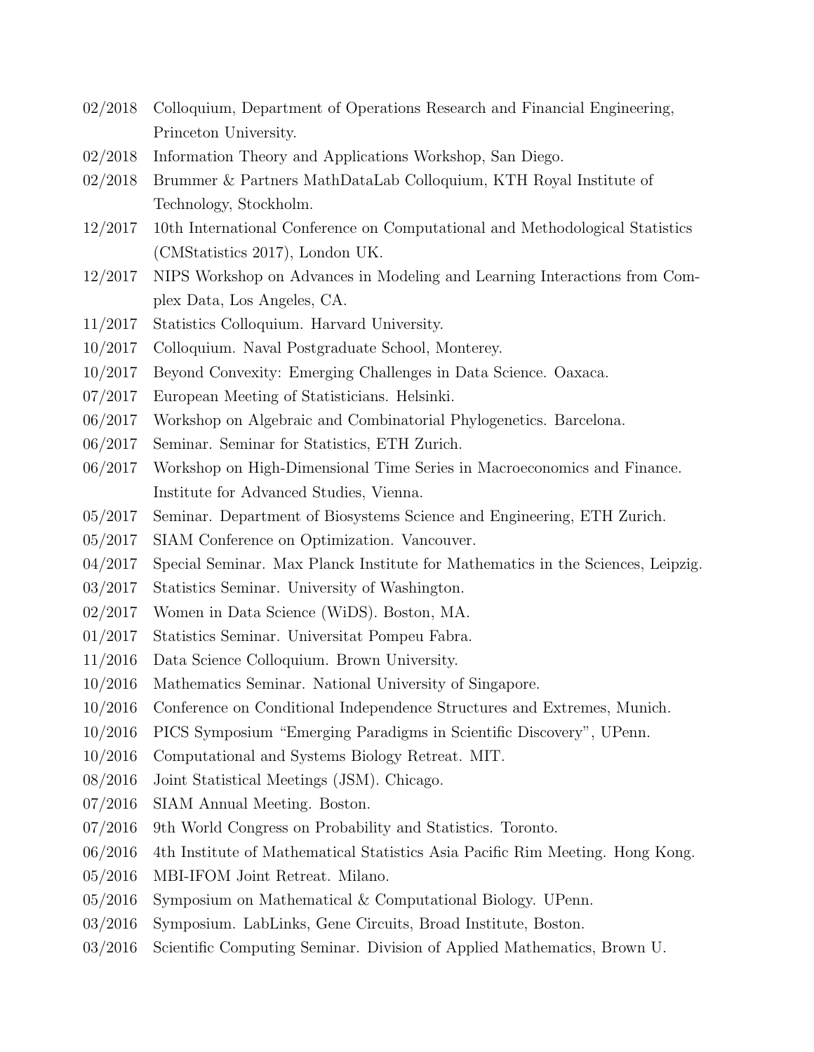02/2018 Colloquium, Department of Operations Research and Financial Engineering, Princeton University.

02/2018 Information Theory and Applications Workshop, San Diego.

02/2018 Brummer & Partners MathDataLab Colloquium, KTH Royal Institute of Technology, Stockholm.

12/2017 10th International Conference on Computational and Methodological Statistics (CMStatistics 2017), London UK.

12/2017 NIPS Workshop on Advances in Modeling and Learning Interactions from Complex Data, Los Angeles, CA.

11/2017 Statistics Colloquium. Harvard University.

10/2017 Colloquium. Naval Postgraduate School, Monterey.

10/2017 Beyond Convexity: Emerging Challenges in Data Science. Oaxaca.

07/2017 European Meeting of Statisticians. Helsinki.

06/2017 Workshop on Algebraic and Combinatorial Phylogenetics. Barcelona.

06/2017 Seminar. Seminar for Statistics, ETH Zurich.

06/2017 Workshop on High-Dimensional Time Series in Macroeconomics and Finance. Institute for Advanced Studies, Vienna.

05/2017 Seminar. Department of Biosystems Science and Engineering, ETH Zurich.

05/2017 SIAM Conference on Optimization. Vancouver.

04/2017 Special Seminar. Max Planck Institute for Mathematics in the Sciences, Leipzig.

03/2017 Statistics Seminar. University of Washington.

02/2017 Women in Data Science (WiDS). Boston, MA.

01/2017 Statistics Seminar. Universitat Pompeu Fabra.

11/2016 Data Science Colloquium. Brown University.

10/2016 Mathematics Seminar. National University of Singapore.

10/2016 Conference on Conditional Independence Structures and Extremes, Munich.

10/2016 PICS Symposium "Emerging Paradigms in Scientific Discovery", UPenn.

10/2016 Computational and Systems Biology Retreat. MIT.

08/2016 Joint Statistical Meetings (JSM). Chicago.

07/2016 SIAM Annual Meeting. Boston.

07/2016 9th World Congress on Probability and Statistics. Toronto.

06/2016 4th Institute of Mathematical Statistics Asia Pacific Rim Meeting. Hong Kong.

05/2016 MBI-IFOM Joint Retreat. Milano.

05/2016 Symposium on Mathematical & Computational Biology. UPenn.

03/2016 Symposium. LabLinks, Gene Circuits, Broad Institute, Boston.

03/2016 Scientific Computing Seminar. Division of Applied Mathematics, Brown U.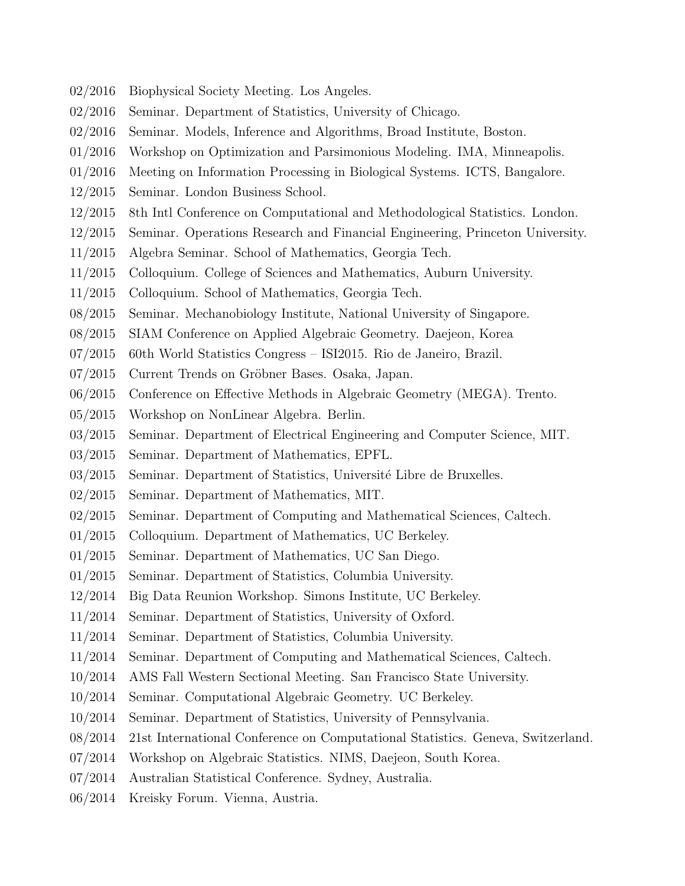02/2016 Biophysical Society Meeting. Los Angeles.

02/2016 Seminar. Department of Statistics, University of Chicago.

02/2016 Seminar. Models, Inference and Algorithms, Broad Institute, Boston.

01/2016 Workshop on Optimization and Parsimonious Modeling. IMA, Minneapolis.

01/2016 Meeting on Information Processing in Biological Systems. ICTS, Bangalore.

12/2015 Seminar. London Business School.

12/2015 8th Intl Conference on Computational and Methodological Statistics. London.

12/2015 Seminar. Operations Research and Financial Engineering, Princeton University.

11/2015 Algebra Seminar. School of Mathematics, Georgia Tech.

11/2015 Colloquium. College of Sciences and Mathematics, Auburn University.

11/2015 Colloquium. School of Mathematics, Georgia Tech.

08/2015 Seminar. Mechanobiology Institute, National University of Singapore.

08/2015 SIAM Conference on Applied Algebraic Geometry. Daejeon, Korea

07/2015 60th World Statistics Congress – ISI2015. Rio de Janeiro, Brazil.

07/2015 Current Trends on Gröbner Bases. Osaka, Japan.

06/2015 Conference on Effective Methods in Algebraic Geometry (MEGA). Trento.

05/2015 Workshop on NonLinear Algebra. Berlin.

03/2015 Seminar. Department of Electrical Engineering and Computer Science, MIT.

03/2015 Seminar. Department of Mathematics, EPFL.

03/2015 Seminar. Department of Statistics, Université Libre de Bruxelles.

02/2015 Seminar. Department of Mathematics, MIT.

02/2015 Seminar. Department of Computing and Mathematical Sciences, Caltech.

01/2015 Colloquium. Department of Mathematics, UC Berkeley.

01/2015 Seminar. Department of Mathematics, UC San Diego.

01/2015 Seminar. Department of Statistics, Columbia University.

12/2014 Big Data Reunion Workshop. Simons Institute, UC Berkeley.

11/2014 Seminar. Department of Statistics, University of Oxford.

11/2014 Seminar. Department of Statistics, Columbia University.

11/2014 Seminar. Department of Computing and Mathematical Sciences, Caltech.

10/2014 AMS Fall Western Sectional Meeting. San Francisco State University.

10/2014 Seminar. Computational Algebraic Geometry. UC Berkeley.

10/2014 Seminar. Department of Statistics, University of Pennsylvania.

08/2014 21st International Conference on Computational Statistics. Geneva, Switzerland.

07/2014 Workshop on Algebraic Statistics. NIMS, Daejeon, South Korea.

07/2014 Australian Statistical Conference. Sydney, Australia.

06/2014 Kreisky Forum. Vienna, Austria.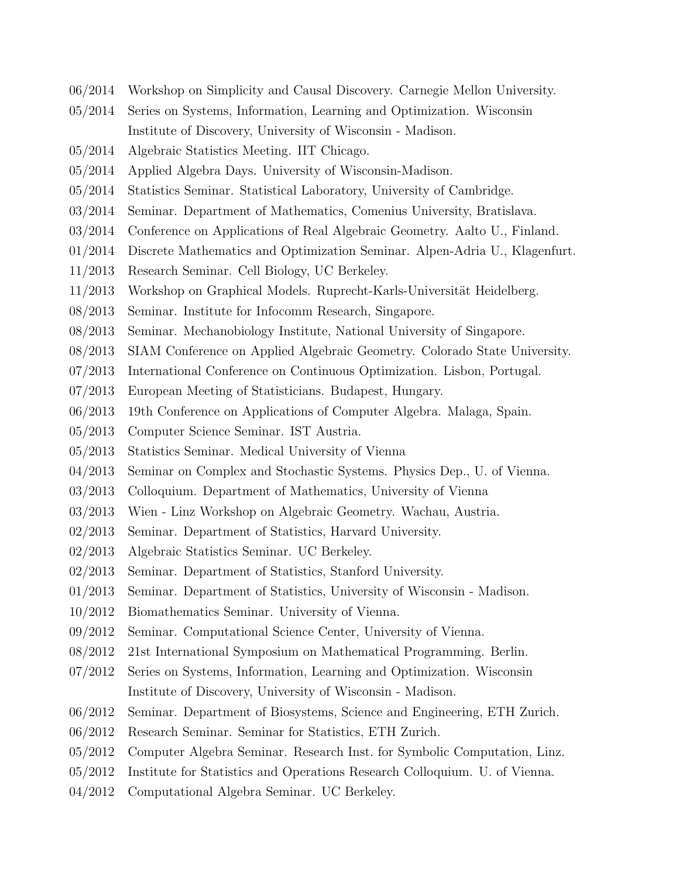06/2014 Workshop on Simplicity and Causal Discovery. Carnegie Mellon University.

05/2014 Series on Systems, Information, Learning and Optimization. Wisconsin Institute of Discovery, University of Wisconsin - Madison.

05/2014 Algebraic Statistics Meeting. IIT Chicago.

05/2014 Applied Algebra Days. University of Wisconsin-Madison.

05/2014 Statistics Seminar. Statistical Laboratory, University of Cambridge.

03/2014 Seminar. Department of Mathematics, Comenius University, Bratislava.

03/2014 Conference on Applications of Real Algebraic Geometry. Aalto U., Finland.

01/2014 Discrete Mathematics and Optimization Seminar. Alpen-Adria U., Klagenfurt.

11/2013 Research Seminar. Cell Biology, UC Berkeley.

11/2013 Workshop on Graphical Models. Ruprecht-Karls-Universität Heidelberg.

08/2013 Seminar. Institute for Infocomm Research, Singapore.

08/2013 Seminar. Mechanobiology Institute, National University of Singapore.

08/2013 SIAM Conference on Applied Algebraic Geometry. Colorado State University.

07/2013 International Conference on Continuous Optimization. Lisbon, Portugal.

07/2013 European Meeting of Statisticians. Budapest, Hungary.

06/2013 19th Conference on Applications of Computer Algebra. Malaga, Spain.

05/2013 Computer Science Seminar. IST Austria.

05/2013 Statistics Seminar. Medical University of Vienna

04/2013 Seminar on Complex and Stochastic Systems. Physics Dep., U. of Vienna.

03/2013 Colloquium. Department of Mathematics, University of Vienna

03/2013 Wien - Linz Workshop on Algebraic Geometry. Wachau, Austria.

02/2013 Seminar. Department of Statistics, Harvard University.

02/2013 Algebraic Statistics Seminar. UC Berkeley.

02/2013 Seminar. Department of Statistics, Stanford University.

01/2013 Seminar. Department of Statistics, University of Wisconsin - Madison.

10/2012 Biomathematics Seminar. University of Vienna.

09/2012 Seminar. Computational Science Center, University of Vienna.

08/2012 21st International Symposium on Mathematical Programming. Berlin.

07/2012 Series on Systems, Information, Learning and Optimization. Wisconsin Institute of Discovery, University of Wisconsin - Madison.

06/2012 Seminar. Department of Biosystems, Science and Engineering, ETH Zurich.

06/2012 Research Seminar. Seminar for Statistics, ETH Zurich.

05/2012 Computer Algebra Seminar. Research Inst. for Symbolic Computation, Linz.

05/2012 Institute for Statistics and Operations Research Colloquium. U. of Vienna.

04/2012 Computational Algebra Seminar. UC Berkeley.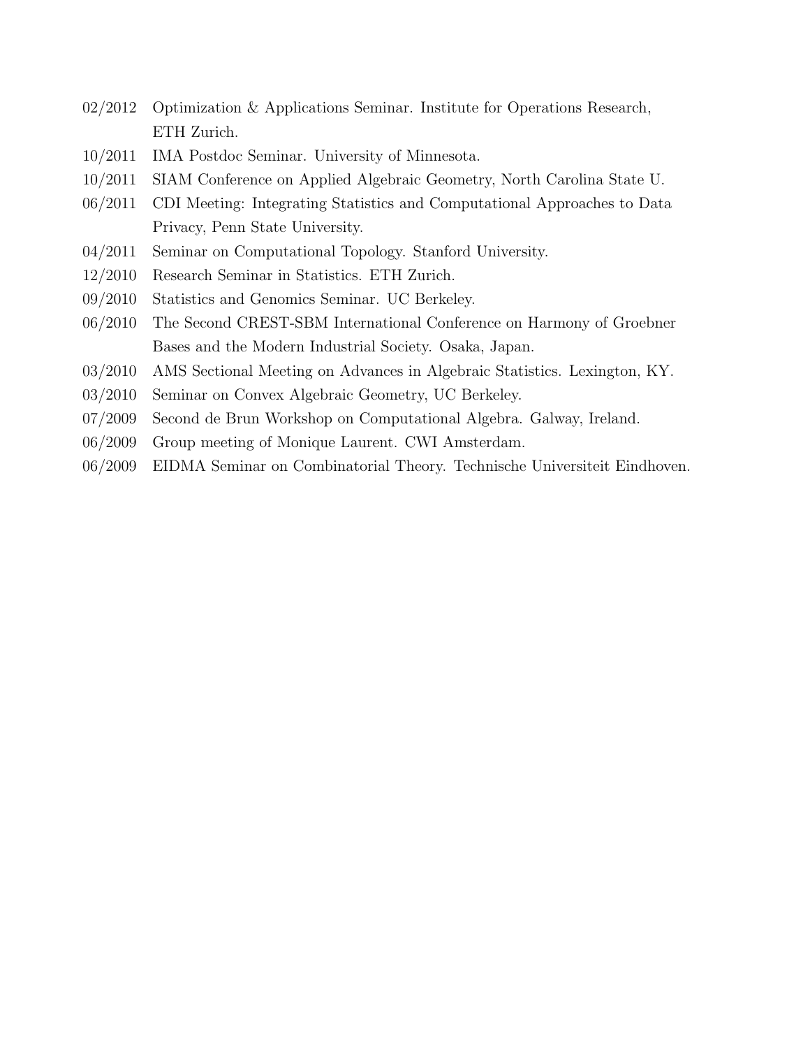| | |
|---|---|
| 02/2012 | Optimization & Applications Seminar. Institute for Operations Research, ETH Zurich. |
| 10/2011 | IMA Postdoc Seminar. University of Minnesota. |
| 10/2011 | SIAM Conference on Applied Algebraic Geometry, North Carolina State U. |
| 06/2011 | CDI Meeting: Integrating Statistics and Computational Approaches to Data Privacy, Penn State University. |
| 04/2011 | Seminar on Computational Topology. Stanford University. |
| 12/2010 | Research Seminar in Statistics. ETH Zurich. |
| 09/2010 | Statistics and Genomics Seminar. UC Berkeley. |
| 06/2010 | The Second CREST-SBM International Conference on Harmony of Groebner Bases and the Modern Industrial Society. Osaka, Japan. |
| 03/2010 | AMS Sectional Meeting on Advances in Algebraic Statistics. Lexington, KY. |
| 03/2010 | Seminar on Convex Algebraic Geometry, UC Berkeley. |
| 07/2009 | Second de Brun Workshop on Computational Algebra. Galway, Ireland. |
| 06/2009 | Group meeting of Monique Laurent. CWI Amsterdam. |
| 06/2009 | EIDMA Seminar on Combinatorial Theory. Technische Universiteit Eindhoven. |